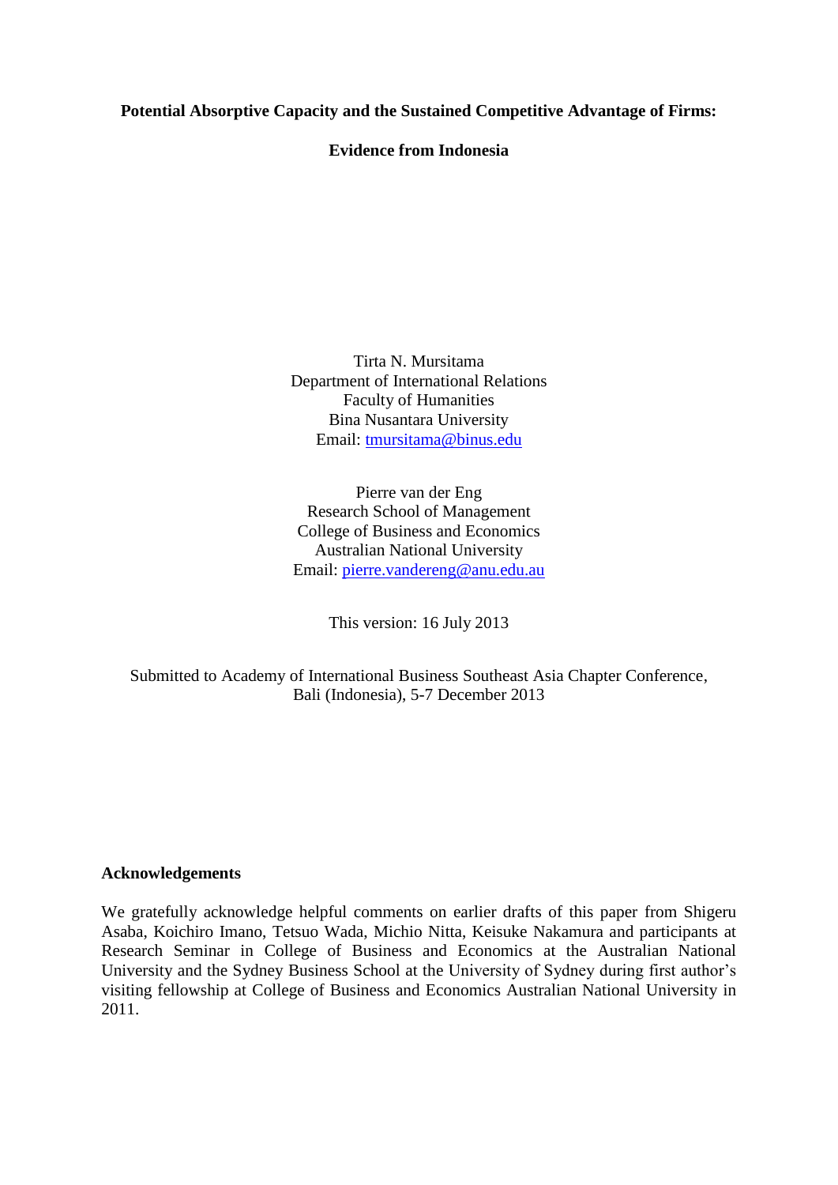**Potential Absorptive Capacity and the Sustained Competitive Advantage of Firms:**

**Evidence from Indonesia**

Tirta N. Mursitama
Department of International Relations
Faculty of Humanities
Bina Nusantara University
Email: tmursitama@binus.edu

Pierre van der Eng
Research School of Management
College of Business and Economics
Australian National University
Email: pierre.vandereng@anu.edu.au

This version: 16 July 2013

Submitted to Academy of International Business Southeast Asia Chapter Conference, Bali (Indonesia), 5-7 December 2013

**Acknowledgements**

We gratefully acknowledge helpful comments on earlier drafts of this paper from Shigeru Asaba, Koichiro Imano, Tetsuo Wada, Michio Nitta, Keisuke Nakamura and participants at Research Seminar in College of Business and Economics at the Australian National University and the Sydney Business School at the University of Sydney during first author's visiting fellowship at College of Business and Economics Australian National University in 2011.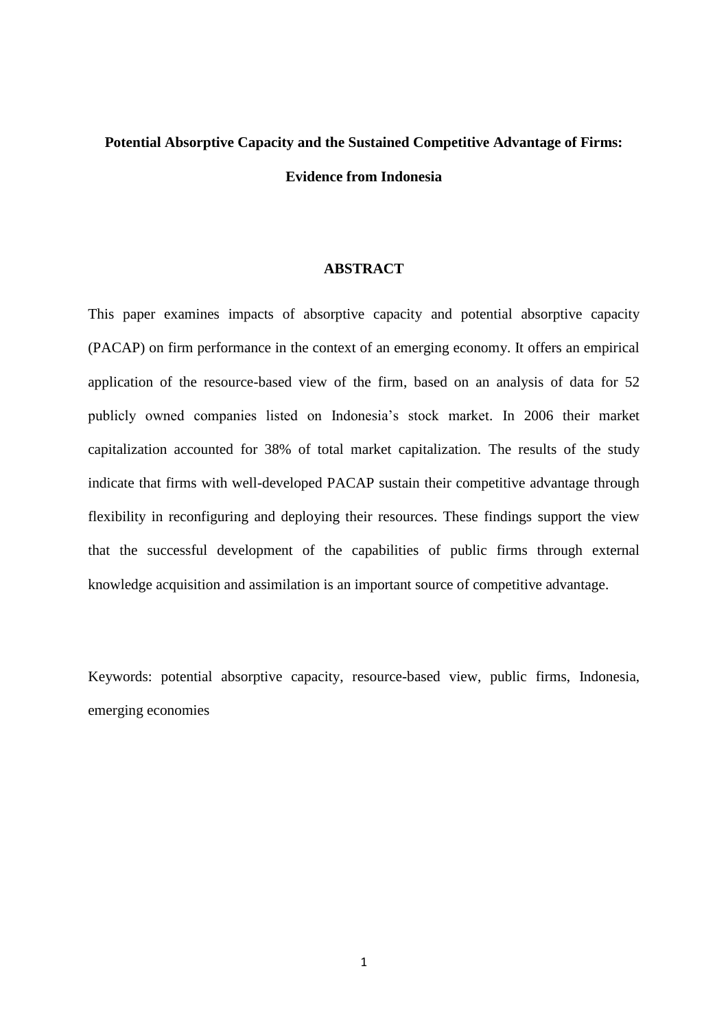# Potential Absorptive Capacity and the Sustained Competitive Advantage of Firms: Evidence from Indonesia

## ABSTRACT

This paper examines impacts of absorptive capacity and potential absorptive capacity (PACAP) on firm performance in the context of an emerging economy. It offers an empirical application of the resource-based view of the firm, based on an analysis of data for 52 publicly owned companies listed on Indonesia's stock market. In 2006 their market capitalization accounted for 38% of total market capitalization. The results of the study indicate that firms with well-developed PACAP sustain their competitive advantage through flexibility in reconfiguring and deploying their resources. These findings support the view that the successful development of the capabilities of public firms through external knowledge acquisition and assimilation is an important source of competitive advantage.

Keywords: potential absorptive capacity, resource-based view, public firms, Indonesia, emerging economies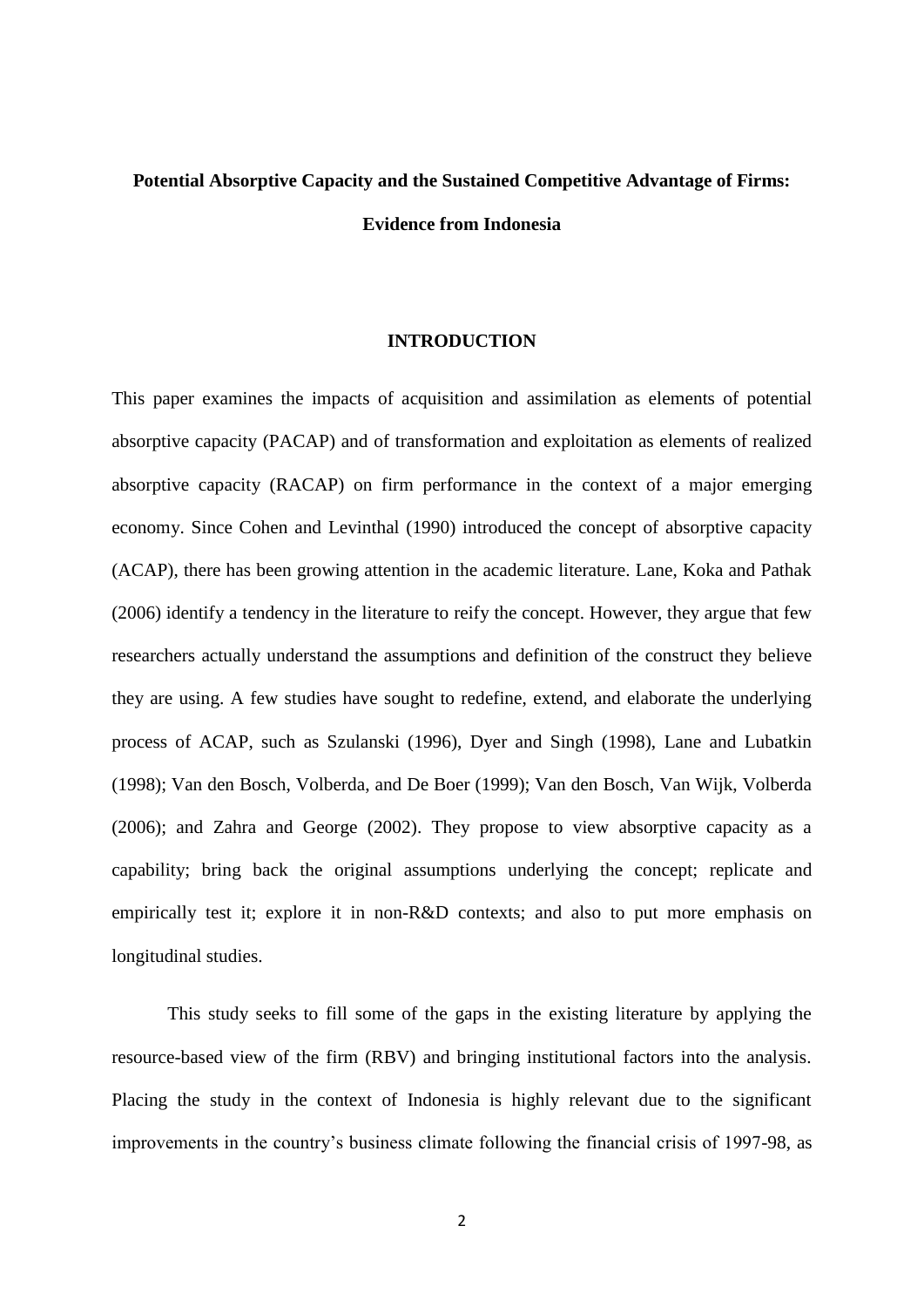**Potential Absorptive Capacity and the Sustained Competitive Advantage of Firms: Evidence from Indonesia**

## INTRODUCTION

This paper examines the impacts of acquisition and assimilation as elements of potential absorptive capacity (PACAP) and of transformation and exploitation as elements of realized absorptive capacity (RACAP) on firm performance in the context of a major emerging economy. Since Cohen and Levinthal (1990) introduced the concept of absorptive capacity (ACAP), there has been growing attention in the academic literature. Lane, Koka and Pathak (2006) identify a tendency in the literature to reify the concept. However, they argue that few researchers actually understand the assumptions and definition of the construct they believe they are using. A few studies have sought to redefine, extend, and elaborate the underlying process of ACAP, such as Szulanski (1996), Dyer and Singh (1998), Lane and Lubatkin (1998); Van den Bosch, Volberda, and De Boer (1999); Van den Bosch, Van Wijk, Volberda (2006); and Zahra and George (2002). They propose to view absorptive capacity as a capability; bring back the original assumptions underlying the concept; replicate and empirically test it; explore it in non-R&D contexts; and also to put more emphasis on longitudinal studies.

This study seeks to fill some of the gaps in the existing literature by applying the resource-based view of the firm (RBV) and bringing institutional factors into the analysis. Placing the study in the context of Indonesia is highly relevant due to the significant improvements in the country's business climate following the financial crisis of 1997-98, as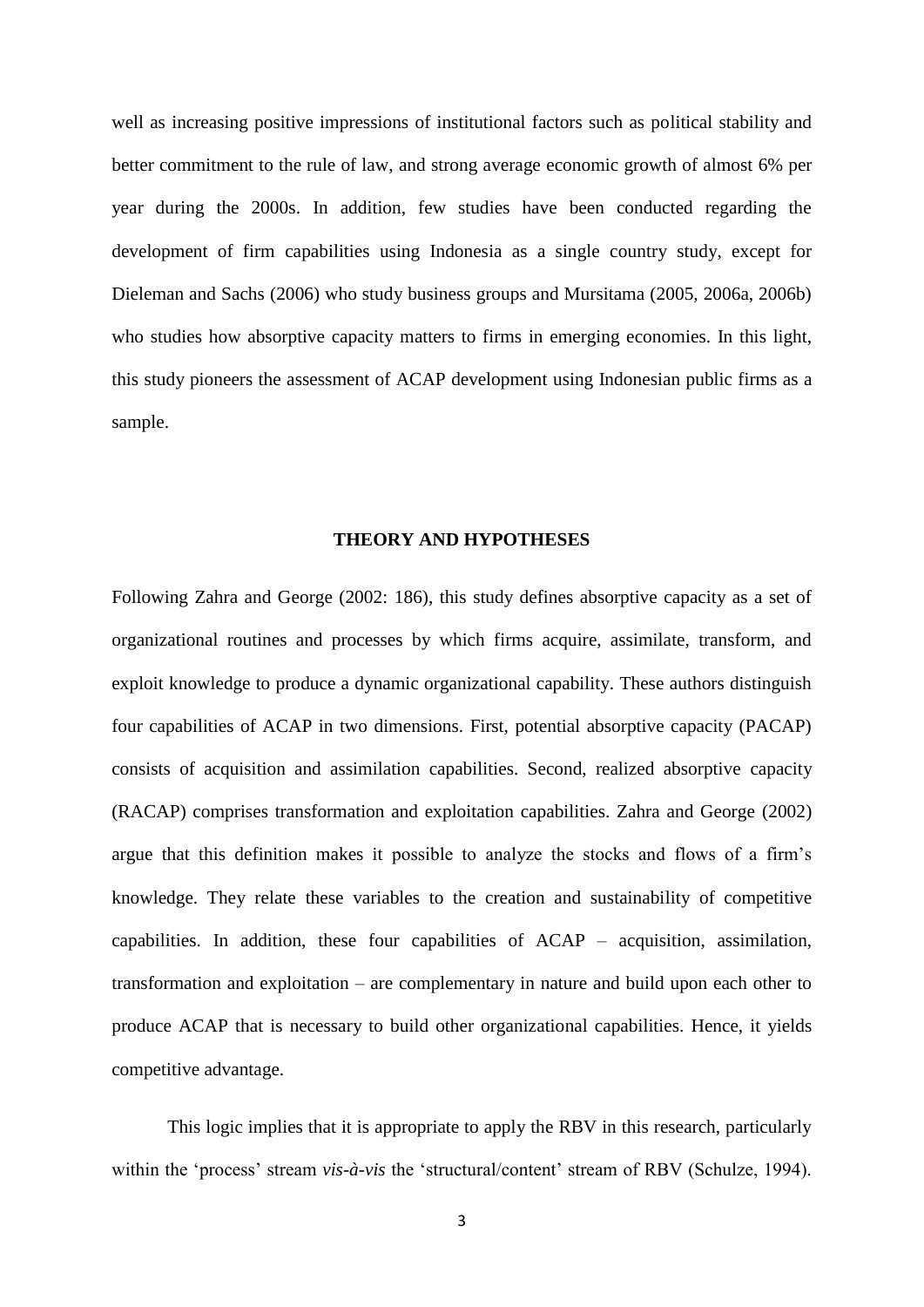well as increasing positive impressions of institutional factors such as political stability and better commitment to the rule of law, and strong average economic growth of almost 6% per year during the 2000s. In addition, few studies have been conducted regarding the development of firm capabilities using Indonesia as a single country study, except for Dieleman and Sachs (2006) who study business groups and Mursitama (2005, 2006a, 2006b) who studies how absorptive capacity matters to firms in emerging economies. In this light, this study pioneers the assessment of ACAP development using Indonesian public firms as a sample.

## THEORY AND HYPOTHESES

Following Zahra and George (2002: 186), this study defines absorptive capacity as a set of organizational routines and processes by which firms acquire, assimilate, transform, and exploit knowledge to produce a dynamic organizational capability. These authors distinguish four capabilities of ACAP in two dimensions. First, potential absorptive capacity (PACAP) consists of acquisition and assimilation capabilities. Second, realized absorptive capacity (RACAP) comprises transformation and exploitation capabilities. Zahra and George (2002) argue that this definition makes it possible to analyze the stocks and flows of a firm's knowledge. They relate these variables to the creation and sustainability of competitive capabilities. In addition, these four capabilities of ACAP – acquisition, assimilation, transformation and exploitation – are complementary in nature and build upon each other to produce ACAP that is necessary to build other organizational capabilities. Hence, it yields competitive advantage.

This logic implies that it is appropriate to apply the RBV in this research, particularly within the 'process' stream *vis-à-vis* the 'structural/content' stream of RBV (Schulze, 1994).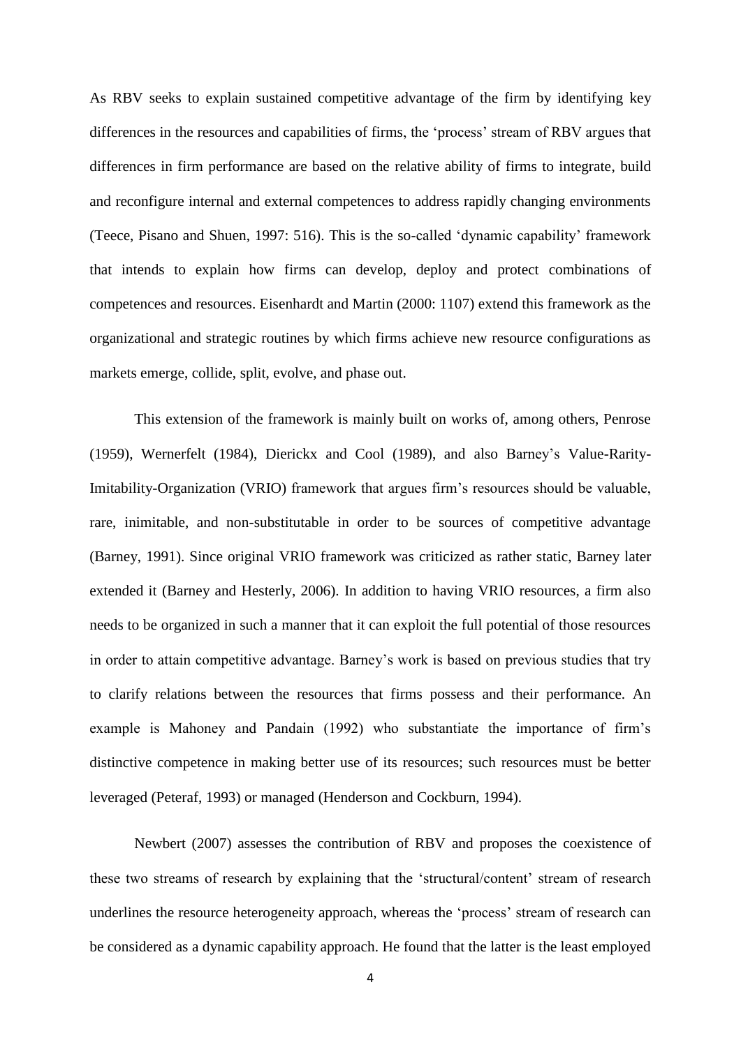As RBV seeks to explain sustained competitive advantage of the firm by identifying key differences in the resources and capabilities of firms, the 'process' stream of RBV argues that differences in firm performance are based on the relative ability of firms to integrate, build and reconfigure internal and external competences to address rapidly changing environments (Teece, Pisano and Shuen, 1997: 516). This is the so-called 'dynamic capability' framework that intends to explain how firms can develop, deploy and protect combinations of competences and resources. Eisenhardt and Martin (2000: 1107) extend this framework as the organizational and strategic routines by which firms achieve new resource configurations as markets emerge, collide, split, evolve, and phase out.

This extension of the framework is mainly built on works of, among others, Penrose (1959), Wernerfelt (1984), Dierickx and Cool (1989), and also Barney's Value-Rarity-Imitability-Organization (VRIO) framework that argues firm's resources should be valuable, rare, inimitable, and non-substitutable in order to be sources of competitive advantage (Barney, 1991). Since original VRIO framework was criticized as rather static, Barney later extended it (Barney and Hesterly, 2006). In addition to having VRIO resources, a firm also needs to be organized in such a manner that it can exploit the full potential of those resources in order to attain competitive advantage. Barney's work is based on previous studies that try to clarify relations between the resources that firms possess and their performance. An example is Mahoney and Pandain (1992) who substantiate the importance of firm's distinctive competence in making better use of its resources; such resources must be better leveraged (Peteraf, 1993) or managed (Henderson and Cockburn, 1994).

Newbert (2007) assesses the contribution of RBV and proposes the coexistence of these two streams of research by explaining that the 'structural/content' stream of research underlines the resource heterogeneity approach, whereas the 'process' stream of research can be considered as a dynamic capability approach. He found that the latter is the least employed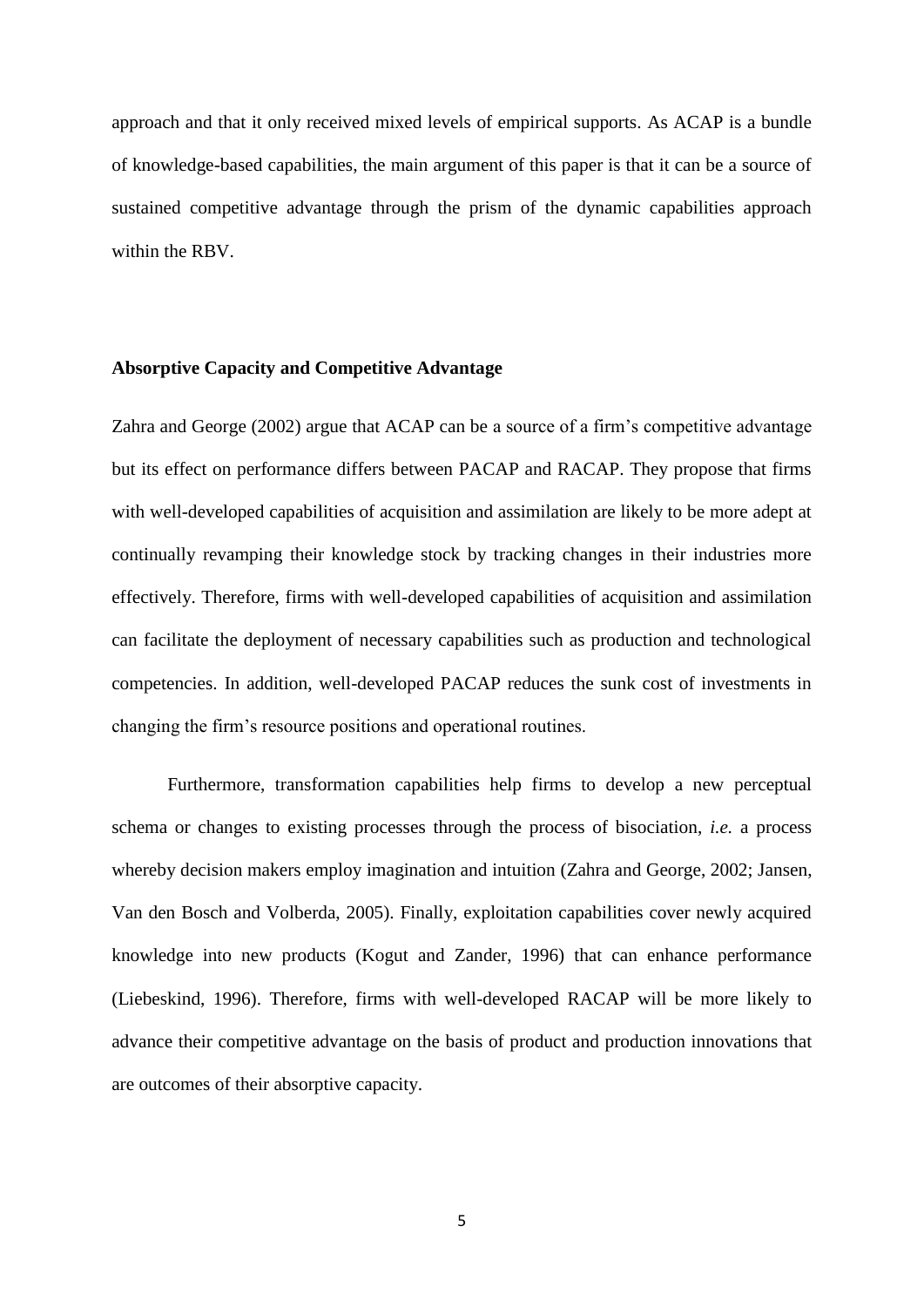approach and that it only received mixed levels of empirical supports. As ACAP is a bundle of knowledge-based capabilities, the main argument of this paper is that it can be a source of sustained competitive advantage through the prism of the dynamic capabilities approach within the RBV.

## Absorptive Capacity and Competitive Advantage

Zahra and George (2002) argue that ACAP can be a source of a firm's competitive advantage but its effect on performance differs between PACAP and RACAP. They propose that firms with well-developed capabilities of acquisition and assimilation are likely to be more adept at continually revamping their knowledge stock by tracking changes in their industries more effectively. Therefore, firms with well-developed capabilities of acquisition and assimilation can facilitate the deployment of necessary capabilities such as production and technological competencies. In addition, well-developed PACAP reduces the sunk cost of investments in changing the firm's resource positions and operational routines.

Furthermore, transformation capabilities help firms to develop a new perceptual schema or changes to existing processes through the process of bisociation, *i.e.* a process whereby decision makers employ imagination and intuition (Zahra and George, 2002; Jansen, Van den Bosch and Volberda, 2005). Finally, exploitation capabilities cover newly acquired knowledge into new products (Kogut and Zander, 1996) that can enhance performance (Liebeskind, 1996). Therefore, firms with well-developed RACAP will be more likely to advance their competitive advantage on the basis of product and production innovations that are outcomes of their absorptive capacity.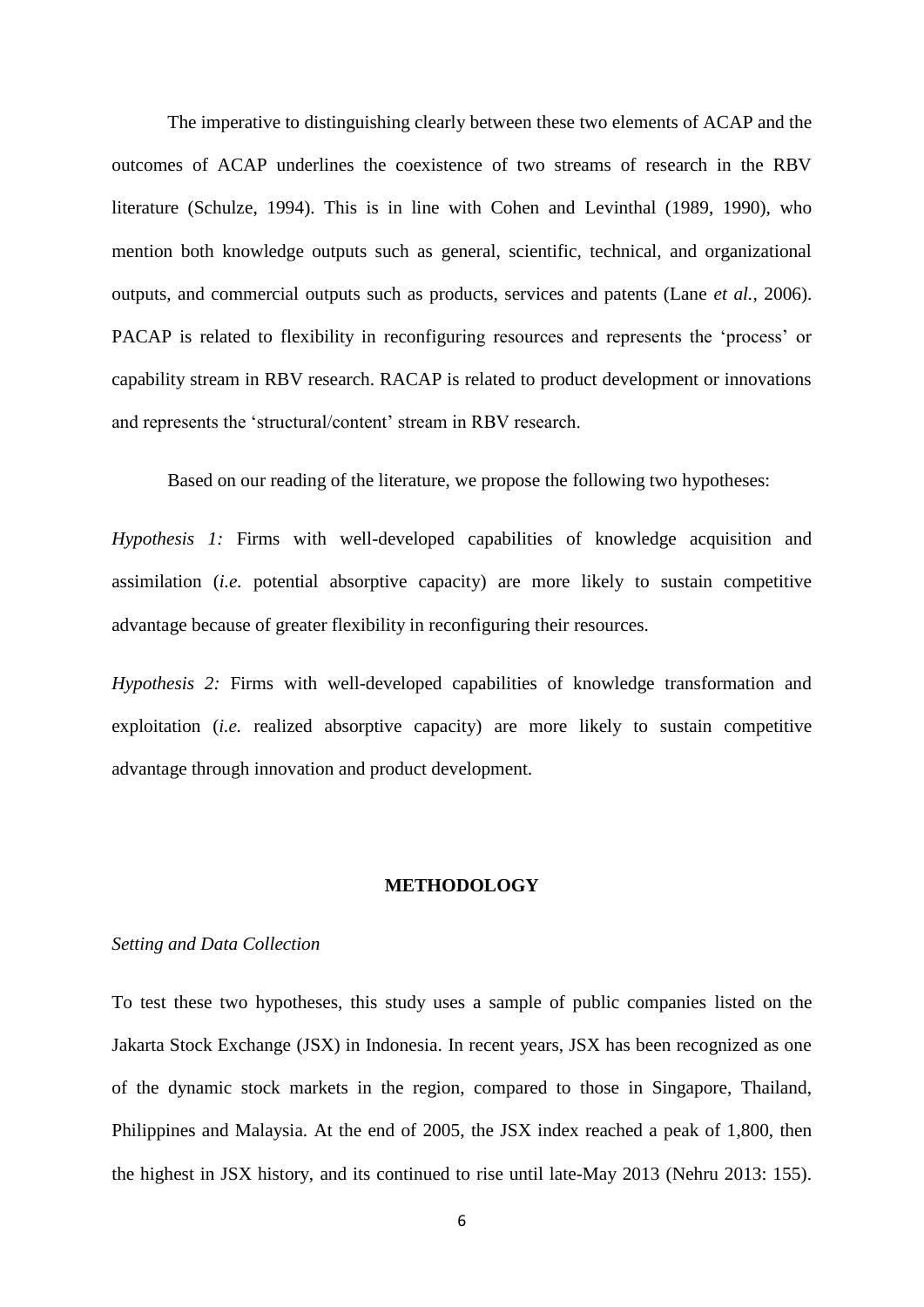The imperative to distinguishing clearly between these two elements of ACAP and the outcomes of ACAP underlines the coexistence of two streams of research in the RBV literature (Schulze, 1994). This is in line with Cohen and Levinthal (1989, 1990), who mention both knowledge outputs such as general, scientific, technical, and organizational outputs, and commercial outputs such as products, services and patents (Lane *et al.*, 2006). PACAP is related to flexibility in reconfiguring resources and represents the 'process' or capability stream in RBV research. RACAP is related to product development or innovations and represents the 'structural/content' stream in RBV research.

Based on our reading of the literature, we propose the following two hypotheses:

*Hypothesis 1:* Firms with well-developed capabilities of knowledge acquisition and assimilation (*i.e.* potential absorptive capacity) are more likely to sustain competitive advantage because of greater flexibility in reconfiguring their resources.

*Hypothesis 2:* Firms with well-developed capabilities of knowledge transformation and exploitation (*i.e.* realized absorptive capacity) are more likely to sustain competitive advantage through innovation and product development.

## METHODOLOGY

### *Setting and Data Collection*

To test these two hypotheses, this study uses a sample of public companies listed on the Jakarta Stock Exchange (JSX) in Indonesia. In recent years, JSX has been recognized as one of the dynamic stock markets in the region, compared to those in Singapore, Thailand, Philippines and Malaysia. At the end of 2005, the JSX index reached a peak of 1,800, then the highest in JSX history, and its continued to rise until late-May 2013 (Nehru 2013: 155).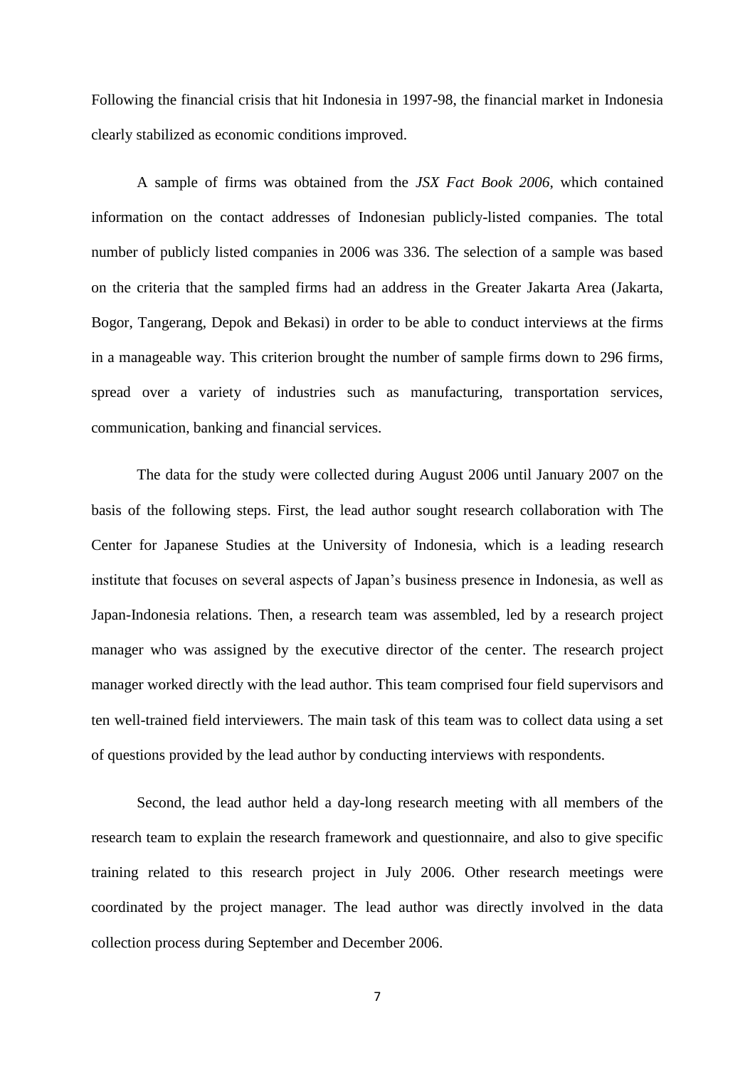Following the financial crisis that hit Indonesia in 1997-98, the financial market in Indonesia clearly stabilized as economic conditions improved.

A sample of firms was obtained from the *JSX Fact Book 2006*, which contained information on the contact addresses of Indonesian publicly-listed companies. The total number of publicly listed companies in 2006 was 336. The selection of a sample was based on the criteria that the sampled firms had an address in the Greater Jakarta Area (Jakarta, Bogor, Tangerang, Depok and Bekasi) in order to be able to conduct interviews at the firms in a manageable way. This criterion brought the number of sample firms down to 296 firms, spread over a variety of industries such as manufacturing, transportation services, communication, banking and financial services.

The data for the study were collected during August 2006 until January 2007 on the basis of the following steps. First, the lead author sought research collaboration with The Center for Japanese Studies at the University of Indonesia, which is a leading research institute that focuses on several aspects of Japan's business presence in Indonesia, as well as Japan-Indonesia relations. Then, a research team was assembled, led by a research project manager who was assigned by the executive director of the center. The research project manager worked directly with the lead author. This team comprised four field supervisors and ten well-trained field interviewers. The main task of this team was to collect data using a set of questions provided by the lead author by conducting interviews with respondents.

Second, the lead author held a day-long research meeting with all members of the research team to explain the research framework and questionnaire, and also to give specific training related to this research project in July 2006. Other research meetings were coordinated by the project manager. The lead author was directly involved in the data collection process during September and December 2006.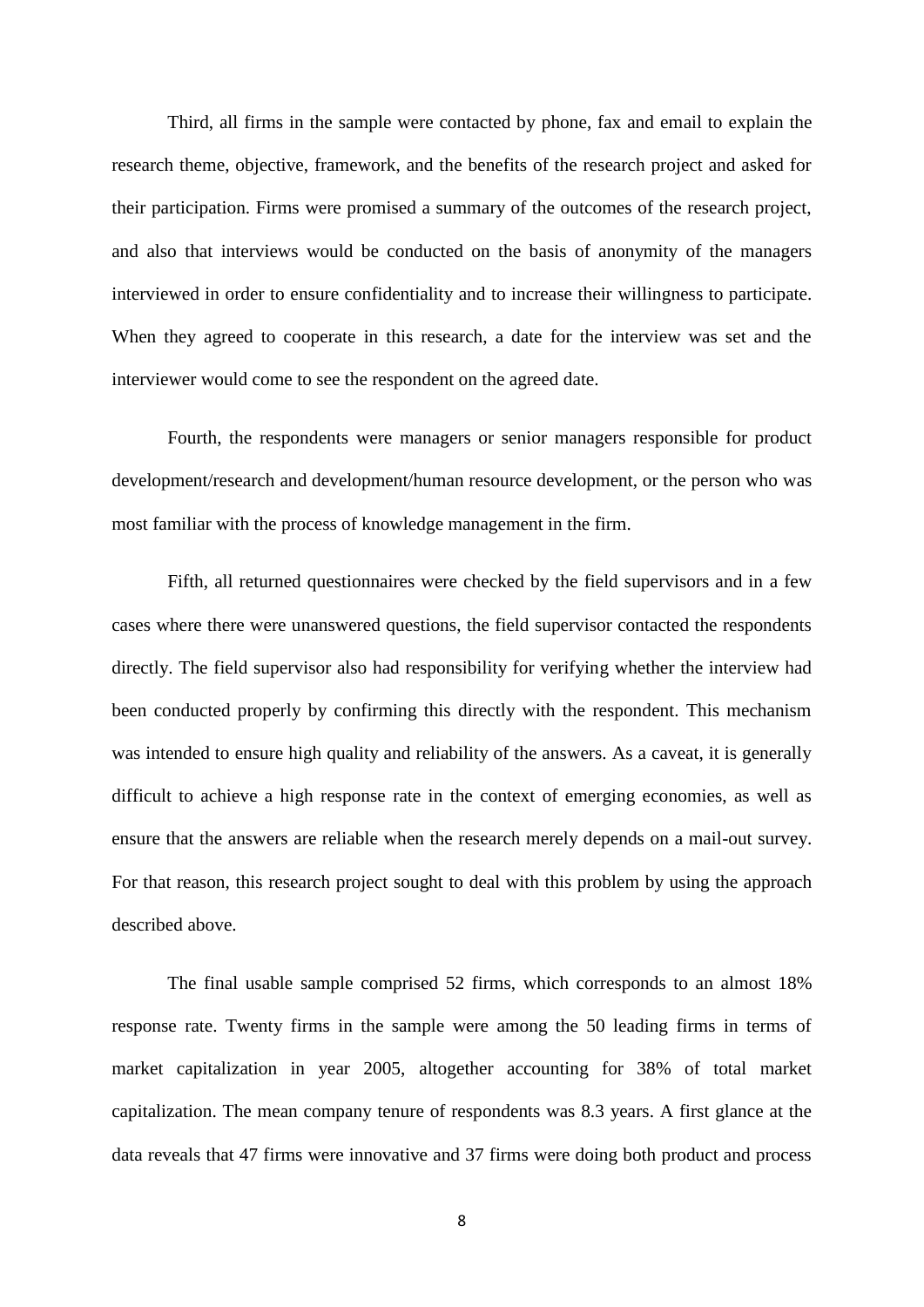Third, all firms in the sample were contacted by phone, fax and email to explain the research theme, objective, framework, and the benefits of the research project and asked for their participation. Firms were promised a summary of the outcomes of the research project, and also that interviews would be conducted on the basis of anonymity of the managers interviewed in order to ensure confidentiality and to increase their willingness to participate. When they agreed to cooperate in this research, a date for the interview was set and the interviewer would come to see the respondent on the agreed date.

Fourth, the respondents were managers or senior managers responsible for product development/research and development/human resource development, or the person who was most familiar with the process of knowledge management in the firm.

Fifth, all returned questionnaires were checked by the field supervisors and in a few cases where there were unanswered questions, the field supervisor contacted the respondents directly. The field supervisor also had responsibility for verifying whether the interview had been conducted properly by confirming this directly with the respondent. This mechanism was intended to ensure high quality and reliability of the answers. As a caveat, it is generally difficult to achieve a high response rate in the context of emerging economies, as well as ensure that the answers are reliable when the research merely depends on a mail-out survey. For that reason, this research project sought to deal with this problem by using the approach described above.

The final usable sample comprised 52 firms, which corresponds to an almost 18% response rate. Twenty firms in the sample were among the 50 leading firms in terms of market capitalization in year 2005, altogether accounting for 38% of total market capitalization. The mean company tenure of respondents was 8.3 years. A first glance at the data reveals that 47 firms were innovative and 37 firms were doing both product and process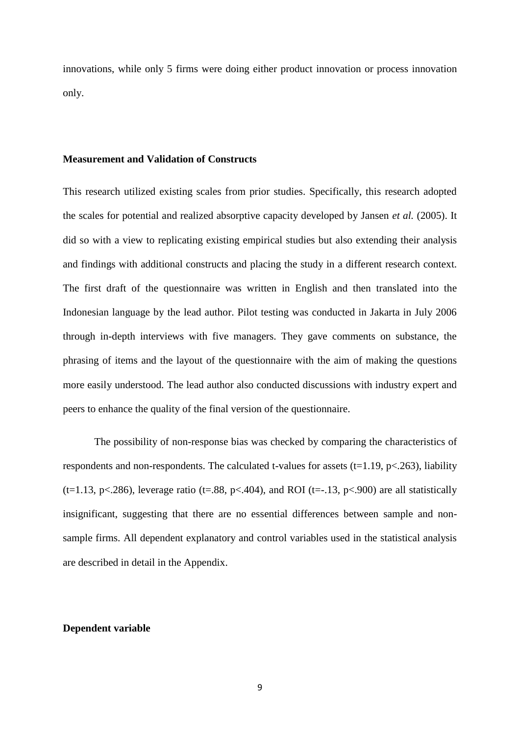innovations, while only 5 firms were doing either product innovation or process innovation only.

### Measurement and Validation of Constructs

This research utilized existing scales from prior studies. Specifically, this research adopted the scales for potential and realized absorptive capacity developed by Jansen *et al.* (2005). It did so with a view to replicating existing empirical studies but also extending their analysis and findings with additional constructs and placing the study in a different research context. The first draft of the questionnaire was written in English and then translated into the Indonesian language by the lead author. Pilot testing was conducted in Jakarta in July 2006 through in-depth interviews with five managers. They gave comments on substance, the phrasing of items and the layout of the questionnaire with the aim of making the questions more easily understood. The lead author also conducted discussions with industry expert and peers to enhance the quality of the final version of the questionnaire.

The possibility of non-response bias was checked by comparing the characteristics of respondents and non-respondents. The calculated t-values for assets ($t=1.19$, $p<.263$), liability ($t=1.13$, $p<.286$), leverage ratio ($t=.88$, $p<.404$), and ROI ($t=-.13$, $p<.900$) are all statistically insignificant, suggesting that there are no essential differences between sample and non-sample firms. All dependent explanatory and control variables used in the statistical analysis are described in detail in the Appendix.

### Dependent variable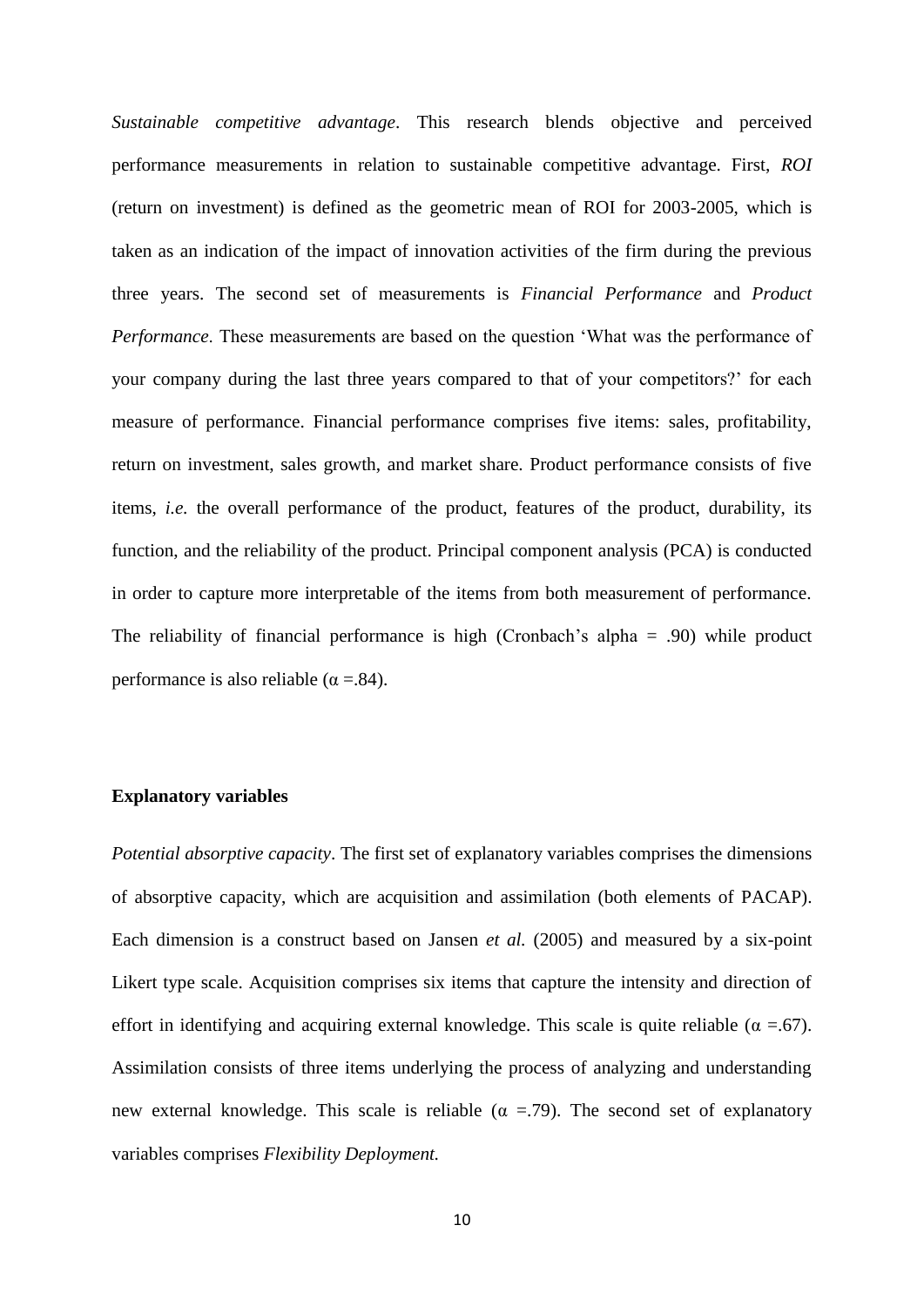*Sustainable competitive advantage*. This research blends objective and perceived performance measurements in relation to sustainable competitive advantage. First, *ROI* (return on investment) is defined as the geometric mean of ROI for 2003-2005, which is taken as an indication of the impact of innovation activities of the firm during the previous three years. The second set of measurements is *Financial Performance* and *Product Performance*. These measurements are based on the question 'What was the performance of your company during the last three years compared to that of your competitors?' for each measure of performance. Financial performance comprises five items: sales, profitability, return on investment, sales growth, and market share. Product performance consists of five items, *i.e.* the overall performance of the product, features of the product, durability, its function, and the reliability of the product. Principal component analysis (PCA) is conducted in order to capture more interpretable of the items from both measurement of performance. The reliability of financial performance is high (Cronbach's alpha = .90) while product performance is also reliable ($\alpha$ =.84).

**Explanatory variables**

*Potential absorptive capacity*. The first set of explanatory variables comprises the dimensions of absorptive capacity, which are acquisition and assimilation (both elements of PACAP). Each dimension is a construct based on Jansen *et al.* (2005) and measured by a six-point Likert type scale. Acquisition comprises six items that capture the intensity and direction of effort in identifying and acquiring external knowledge. This scale is quite reliable ($\alpha$ =.67). Assimilation consists of three items underlying the process of analyzing and understanding new external knowledge. This scale is reliable ($\alpha$ =.79). The second set of explanatory variables comprises *Flexibility Deployment.*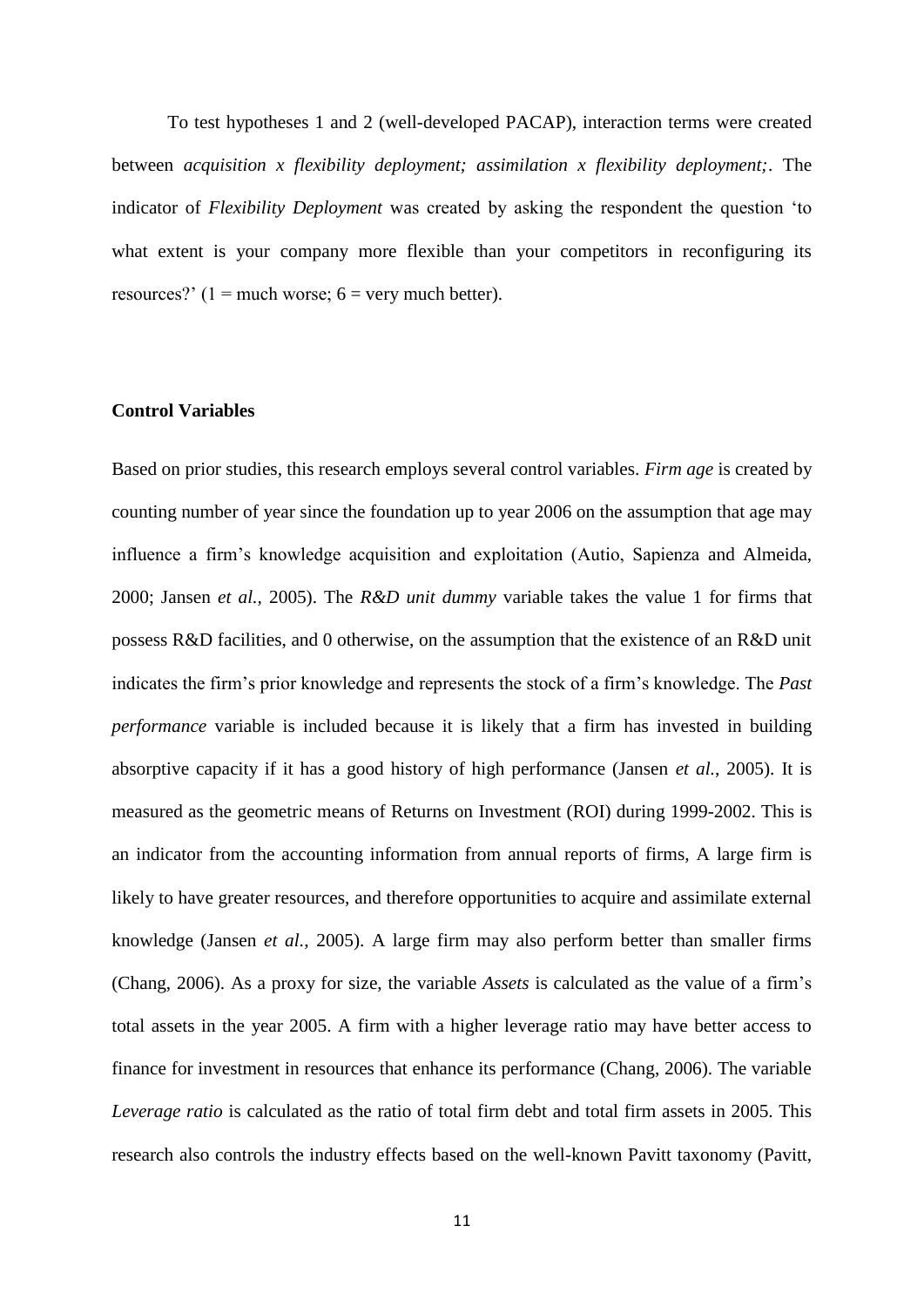To test hypotheses 1 and 2 (well-developed PACAP), interaction terms were created between *acquisition x flexibility deployment; assimilation x flexibility deployment;*. The indicator of *Flexibility Deployment* was created by asking the respondent the question 'to what extent is your company more flexible than your competitors in reconfiguring its resources?' (1 = much worse; 6 = very much better).

**Control Variables**

Based on prior studies, this research employs several control variables. *Firm age* is created by counting number of year since the foundation up to year 2006 on the assumption that age may influence a firm's knowledge acquisition and exploitation (Autio, Sapienza and Almeida, 2000; Jansen *et al.,* 2005). The *R&D unit dummy* variable takes the value 1 for firms that possess R&D facilities, and 0 otherwise, on the assumption that the existence of an R&D unit indicates the firm's prior knowledge and represents the stock of a firm's knowledge. The *Past performance* variable is included because it is likely that a firm has invested in building absorptive capacity if it has a good history of high performance (Jansen *et al.,* 2005). It is measured as the geometric means of Returns on Investment (ROI) during 1999-2002. This is an indicator from the accounting information from annual reports of firms, A large firm is likely to have greater resources, and therefore opportunities to acquire and assimilate external knowledge (Jansen *et al.,* 2005). A large firm may also perform better than smaller firms (Chang, 2006). As a proxy for size, the variable *Assets* is calculated as the value of a firm's total assets in the year 2005. A firm with a higher leverage ratio may have better access to finance for investment in resources that enhance its performance (Chang, 2006). The variable *Leverage ratio* is calculated as the ratio of total firm debt and total firm assets in 2005. This research also controls the industry effects based on the well-known Pavitt taxonomy (Pavitt,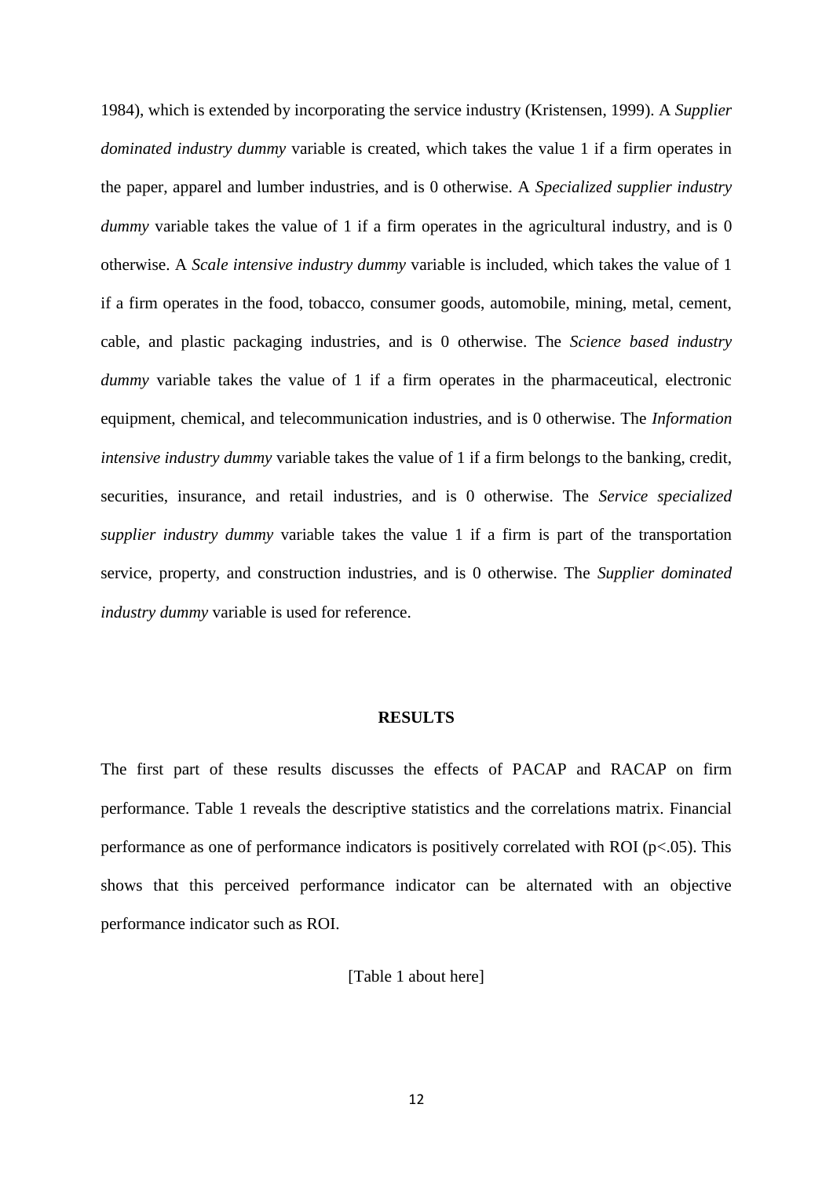1984), which is extended by incorporating the service industry (Kristensen, 1999). A *Supplier dominated industry dummy* variable is created, which takes the value 1 if a firm operates in the paper, apparel and lumber industries, and is 0 otherwise. A *Specialized supplier industry dummy* variable takes the value of 1 if a firm operates in the agricultural industry, and is 0 otherwise. A *Scale intensive industry dummy* variable is included, which takes the value of 1 if a firm operates in the food, tobacco, consumer goods, automobile, mining, metal, cement, cable, and plastic packaging industries, and is 0 otherwise. The *Science based industry dummy* variable takes the value of 1 if a firm operates in the pharmaceutical, electronic equipment, chemical, and telecommunication industries, and is 0 otherwise. The *Information intensive industry dummy* variable takes the value of 1 if a firm belongs to the banking, credit, securities, insurance, and retail industries, and is 0 otherwise. The *Service specialized supplier industry dummy* variable takes the value 1 if a firm is part of the transportation service, property, and construction industries, and is 0 otherwise. The *Supplier dominated industry dummy* variable is used for reference.

## RESULTS

The first part of these results discusses the effects of PACAP and RACAP on firm performance. Table 1 reveals the descriptive statistics and the correlations matrix. Financial performance as one of performance indicators is positively correlated with ROI ($p<.05$). This shows that this perceived performance indicator can be alternated with an objective performance indicator such as ROI.

[Table 1 about here]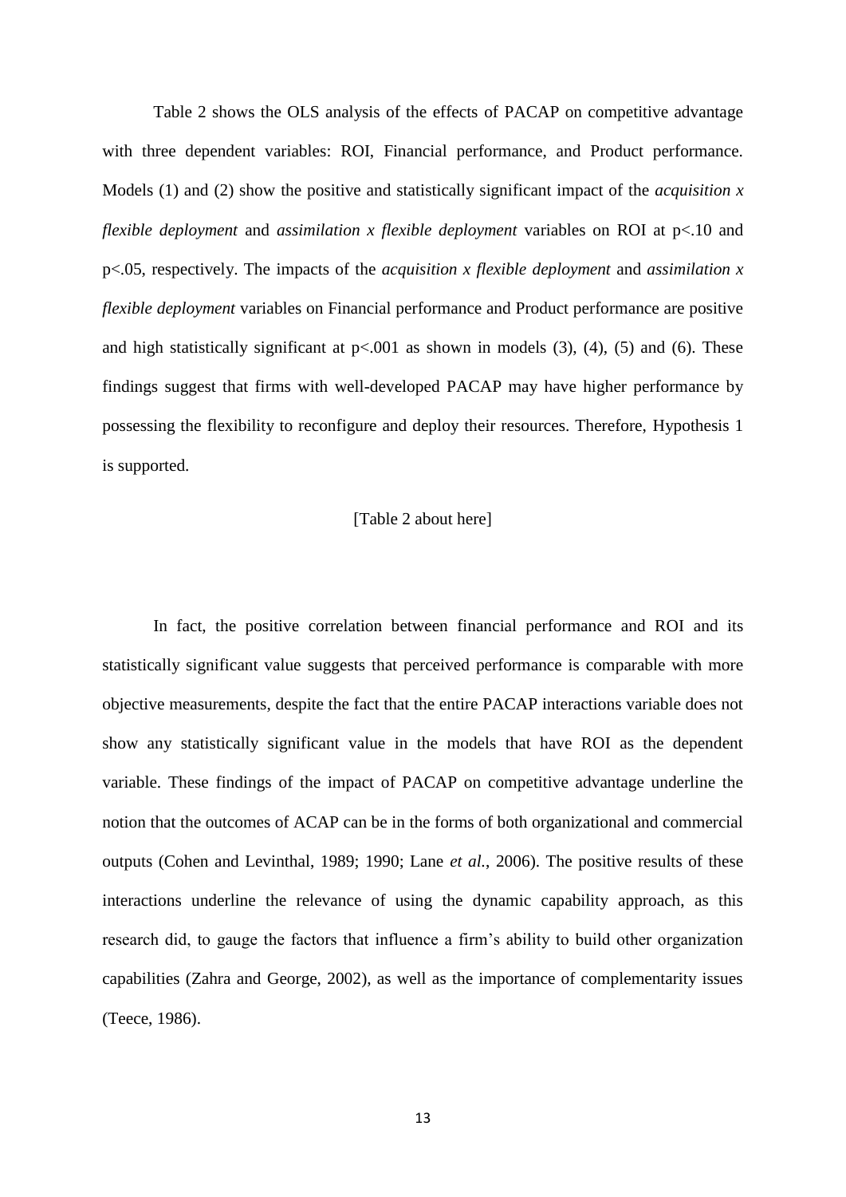Table 2 shows the OLS analysis of the effects of PACAP on competitive advantage with three dependent variables: ROI, Financial performance, and Product performance. Models (1) and (2) show the positive and statistically significant impact of the *acquisition x flexible deployment* and *assimilation x flexible deployment* variables on ROI at $p<.10$ and $p<.05$, respectively. The impacts of the *acquisition x flexible deployment* and *assimilation x flexible deployment* variables on Financial performance and Product performance are positive and high statistically significant at $p<.001$ as shown in models (3), (4), (5) and (6). These findings suggest that firms with well-developed PACAP may have higher performance by possessing the flexibility to reconfigure and deploy their resources. Therefore, Hypothesis 1 is supported.

[Table 2 about here]

In fact, the positive correlation between financial performance and ROI and its statistically significant value suggests that perceived performance is comparable with more objective measurements, despite the fact that the entire PACAP interactions variable does not show any statistically significant value in the models that have ROI as the dependent variable. These findings of the impact of PACAP on competitive advantage underline the notion that the outcomes of ACAP can be in the forms of both organizational and commercial outputs (Cohen and Levinthal, 1989; 1990; Lane *et al.*, 2006). The positive results of these interactions underline the relevance of using the dynamic capability approach, as this research did, to gauge the factors that influence a firm's ability to build other organization capabilities (Zahra and George, 2002), as well as the importance of complementarity issues (Teece, 1986).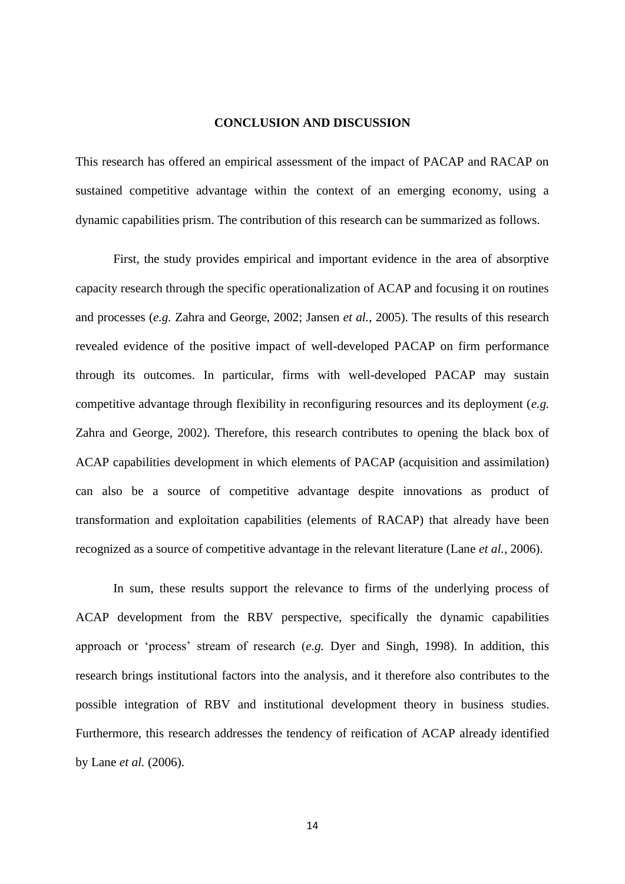# CONCLUSION AND DISCUSSION

This research has offered an empirical assessment of the impact of PACAP and RACAP on sustained competitive advantage within the context of an emerging economy, using a dynamic capabilities prism. The contribution of this research can be summarized as follows.

First, the study provides empirical and important evidence in the area of absorptive capacity research through the specific operationalization of ACAP and focusing it on routines and processes (*e.g.* Zahra and George, 2002; Jansen *et al.*, 2005). The results of this research revealed evidence of the positive impact of well-developed PACAP on firm performance through its outcomes. In particular, firms with well-developed PACAP may sustain competitive advantage through flexibility in reconfiguring resources and its deployment (*e.g.* Zahra and George, 2002). Therefore, this research contributes to opening the black box of ACAP capabilities development in which elements of PACAP (acquisition and assimilation) can also be a source of competitive advantage despite innovations as product of transformation and exploitation capabilities (elements of RACAP) that already have been recognized as a source of competitive advantage in the relevant literature (Lane *et al.*, 2006).

In sum, these results support the relevance to firms of the underlying process of ACAP development from the RBV perspective, specifically the dynamic capabilities approach or 'process' stream of research (*e.g.* Dyer and Singh, 1998). In addition, this research brings institutional factors into the analysis, and it therefore also contributes to the possible integration of RBV and institutional development theory in business studies. Furthermore, this research addresses the tendency of reification of ACAP already identified by Lane *et al.* (2006).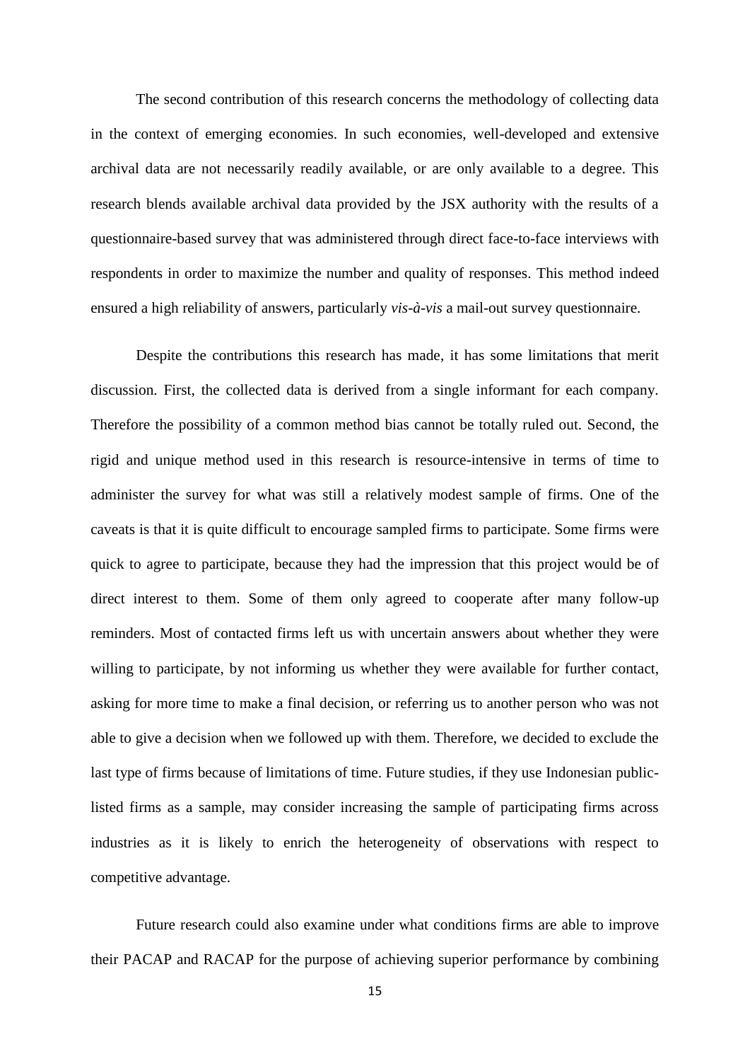The second contribution of this research concerns the methodology of collecting data in the context of emerging economies. In such economies, well-developed and extensive archival data are not necessarily readily available, or are only available to a degree. This research blends available archival data provided by the JSX authority with the results of a questionnaire-based survey that was administered through direct face-to-face interviews with respondents in order to maximize the number and quality of responses. This method indeed ensured a high reliability of answers, particularly *vis-à-vis* a mail-out survey questionnaire.

Despite the contributions this research has made, it has some limitations that merit discussion. First, the collected data is derived from a single informant for each company. Therefore the possibility of a common method bias cannot be totally ruled out. Second, the rigid and unique method used in this research is resource-intensive in terms of time to administer the survey for what was still a relatively modest sample of firms. One of the caveats is that it is quite difficult to encourage sampled firms to participate. Some firms were quick to agree to participate, because they had the impression that this project would be of direct interest to them. Some of them only agreed to cooperate after many follow-up reminders. Most of contacted firms left us with uncertain answers about whether they were willing to participate, by not informing us whether they were available for further contact, asking for more time to make a final decision, or referring us to another person who was not able to give a decision when we followed up with them. Therefore, we decided to exclude the last type of firms because of limitations of time. Future studies, if they use Indonesian public-listed firms as a sample, may consider increasing the sample of participating firms across industries as it is likely to enrich the heterogeneity of observations with respect to competitive advantage.

Future research could also examine under what conditions firms are able to improve their PACAP and RACAP for the purpose of achieving superior performance by combining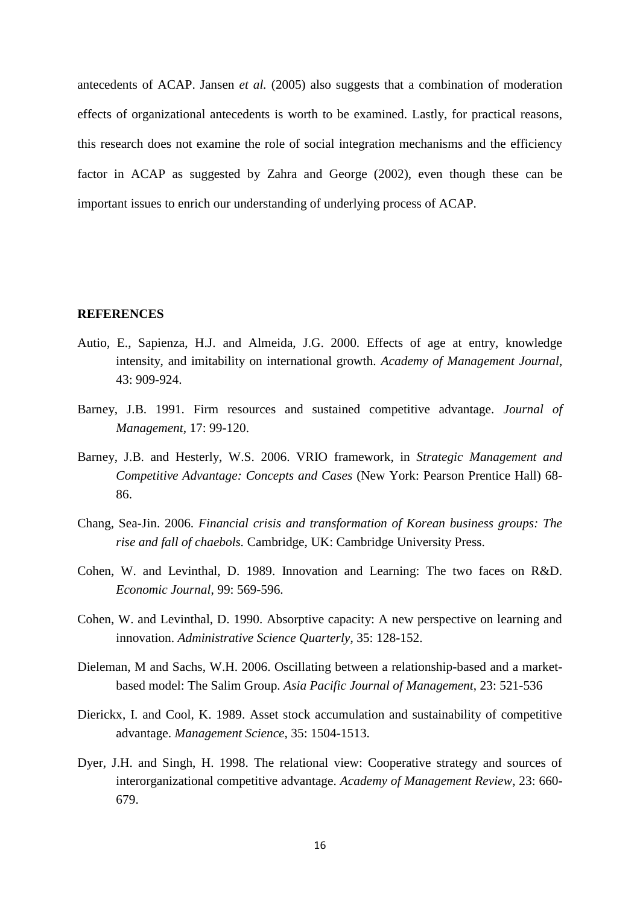antecedents of ACAP. Jansen *et al.* (2005) also suggests that a combination of moderation effects of organizational antecedents is worth to be examined. Lastly, for practical reasons, this research does not examine the role of social integration mechanisms and the efficiency factor in ACAP as suggested by Zahra and George (2002), even though these can be important issues to enrich our understanding of underlying process of ACAP.

**REFERENCES**

Autio, E., Sapienza, H.J. and Almeida, J.G. 2000. Effects of age at entry, knowledge intensity, and imitability on international growth. *Academy of Management Journal*, 43: 909-924.

Barney, J.B. 1991. Firm resources and sustained competitive advantage. *Journal of Management*, 17: 99-120.

Barney, J.B. and Hesterly, W.S. 2006. VRIO framework, in *Strategic Management and Competitive Advantage: Concepts and Cases* (New York: Pearson Prentice Hall) 68-86.

Chang, Sea-Jin. 2006. *Financial crisis and transformation of Korean business groups: The rise and fall of chaebols.* Cambridge, UK: Cambridge University Press.

Cohen, W. and Levinthal, D. 1989. Innovation and Learning: The two faces on R&D. *Economic Journal*, 99: 569-596.

Cohen, W. and Levinthal, D. 1990. Absorptive capacity: A new perspective on learning and innovation. *Administrative Science Quarterly*, 35: 128-152.

Dieleman, M and Sachs, W.H. 2006. Oscillating between a relationship-based and a market-based model: The Salim Group. *Asia Pacific Journal of Management*, 23: 521-536

Dierickx, I. and Cool, K. 1989. Asset stock accumulation and sustainability of competitive advantage. *Management Science*, 35: 1504-1513.

Dyer, J.H. and Singh, H. 1998. The relational view: Cooperative strategy and sources of interorganizational competitive advantage. *Academy of Management Review*, 23: 660-679.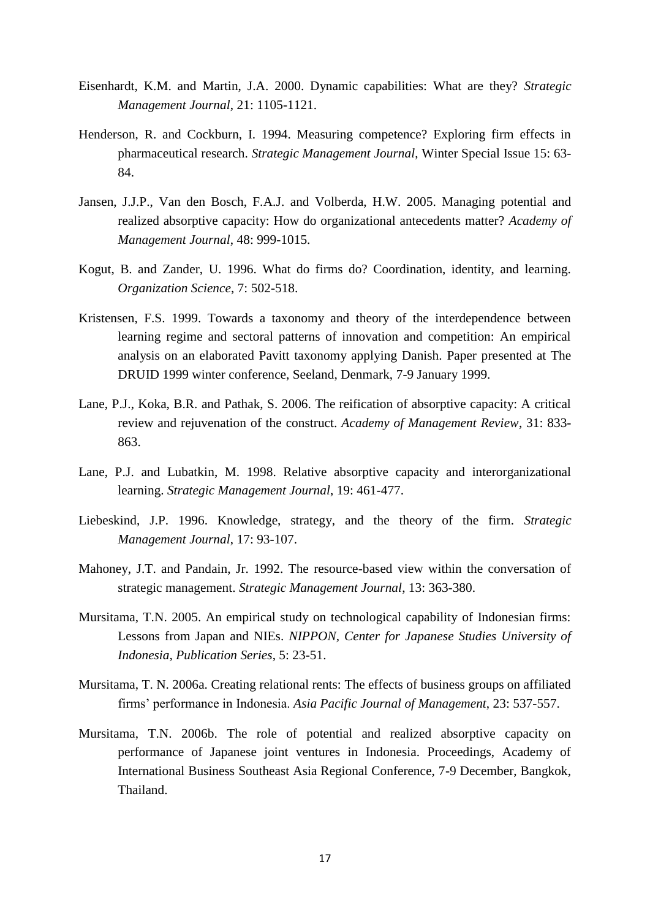Eisenhardt, K.M. and Martin, J.A. 2000. Dynamic capabilities: What are they? *Strategic Management Journal*, 21: 1105-1121.

Henderson, R. and Cockburn, I. 1994. Measuring competence? Exploring firm effects in pharmaceutical research. *Strategic Management Journal*, Winter Special Issue 15: 63-84.

Jansen, J.J.P., Van den Bosch, F.A.J. and Volberda, H.W. 2005. Managing potential and realized absorptive capacity: How do organizational antecedents matter? *Academy of Management Journal*, 48: 999-1015.

Kogut, B. and Zander, U. 1996. What do firms do? Coordination, identity, and learning. *Organization Science*, 7: 502-518.

Kristensen, F.S. 1999. Towards a taxonomy and theory of the interdependence between learning regime and sectoral patterns of innovation and competition: An empirical analysis on an elaborated Pavitt taxonomy applying Danish. Paper presented at The DRUID 1999 winter conference, Seeland, Denmark, 7-9 January 1999.

Lane, P.J., Koka, B.R. and Pathak, S. 2006. The reification of absorptive capacity: A critical review and rejuvenation of the construct. *Academy of Management Review*, 31: 833-863.

Lane, P.J. and Lubatkin, M. 1998. Relative absorptive capacity and interorganizational learning. *Strategic Management Journal*, 19: 461-477.

Liebeskind, J.P. 1996. Knowledge, strategy, and the theory of the firm. *Strategic Management Journal*, 17: 93-107.

Mahoney, J.T. and Pandain, Jr. 1992. The resource-based view within the conversation of strategic management. *Strategic Management Journal*, 13: 363-380.

Mursitama, T.N. 2005. An empirical study on technological capability of Indonesian firms: Lessons from Japan and NIEs. *NIPPON, Center for Japanese Studies University of Indonesia, Publication Series*, 5: 23-51.

Mursitama, T. N. 2006a. Creating relational rents: The effects of business groups on affiliated firms' performance in Indonesia. *Asia Pacific Journal of Management*, 23: 537-557.

Mursitama, T.N. 2006b. The role of potential and realized absorptive capacity on performance of Japanese joint ventures in Indonesia. Proceedings, Academy of International Business Southeast Asia Regional Conference, 7-9 December, Bangkok, Thailand.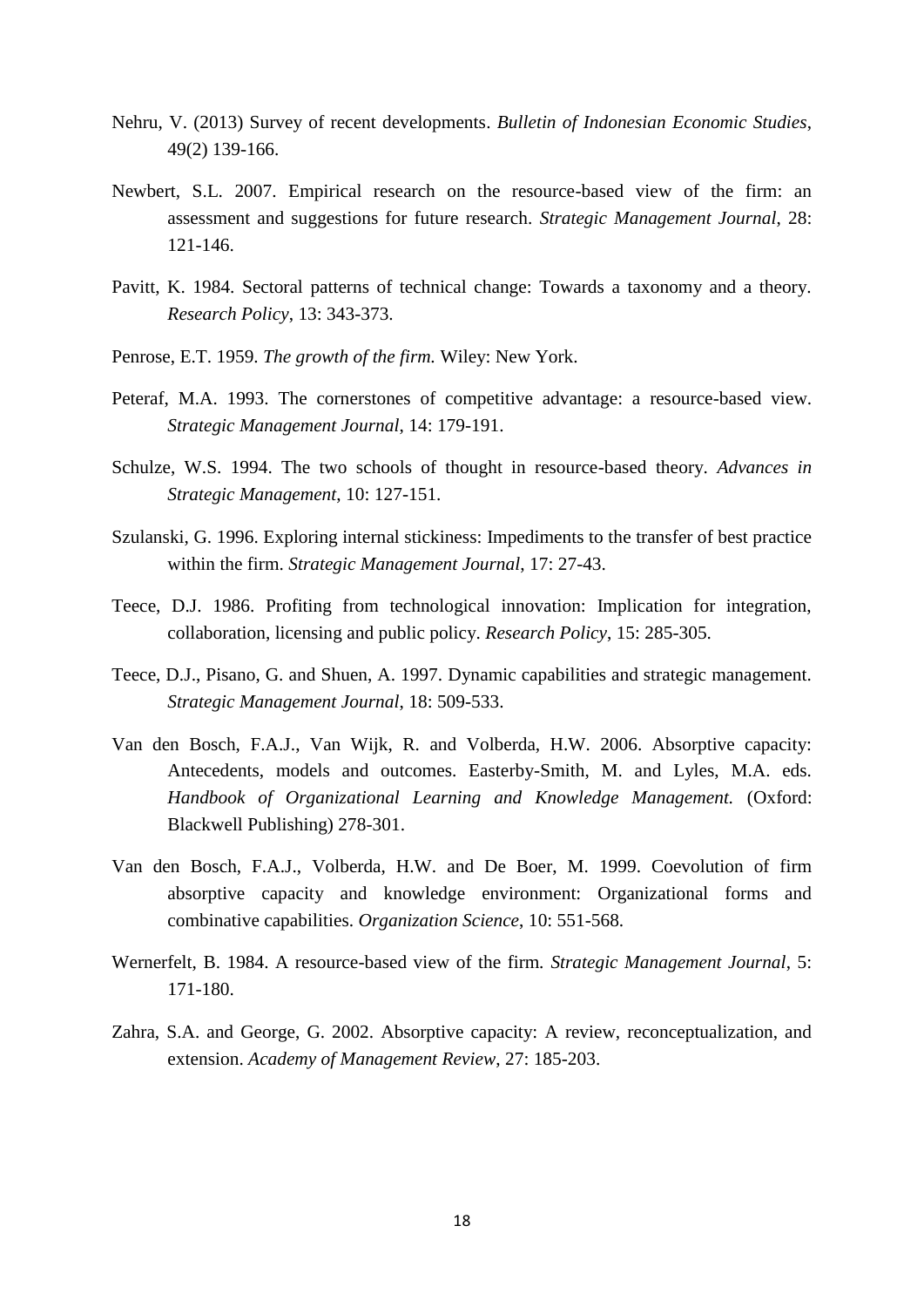Nehru, V. (2013) Survey of recent developments. *Bulletin of Indonesian Economic Studies*, 49(2) 139-166.

Newbert, S.L. 2007. Empirical research on the resource-based view of the firm: an assessment and suggestions for future research. *Strategic Management Journal*, 28: 121-146.

Pavitt, K. 1984. Sectoral patterns of technical change: Towards a taxonomy and a theory. *Research Policy*, 13: 343-373.

Penrose, E.T. 1959. *The growth of the firm.* Wiley: New York.

Peteraf, M.A. 1993. The cornerstones of competitive advantage: a resource-based view. *Strategic Management Journal*, 14: 179-191.

Schulze, W.S. 1994. The two schools of thought in resource-based theory. *Advances in Strategic Management*, 10: 127-151.

Szulanski, G. 1996. Exploring internal stickiness: Impediments to the transfer of best practice within the firm. *Strategic Management Journal*, 17: 27-43.

Teece, D.J. 1986. Profiting from technological innovation: Implication for integration, collaboration, licensing and public policy. *Research Policy*, 15: 285-305.

Teece, D.J., Pisano, G. and Shuen, A. 1997. Dynamic capabilities and strategic management. *Strategic Management Journal*, 18: 509-533.

Van den Bosch, F.A.J., Van Wijk, R. and Volberda, H.W. 2006. Absorptive capacity: Antecedents, models and outcomes. Easterby-Smith, M. and Lyles, M.A. eds. *Handbook of Organizational Learning and Knowledge Management.* (Oxford: Blackwell Publishing) 278-301.

Van den Bosch, F.A.J., Volberda, H.W. and De Boer, M. 1999. Coevolution of firm absorptive capacity and knowledge environment: Organizational forms and combinative capabilities. *Organization Science*, 10: 551-568.

Wernerfelt, B. 1984. A resource-based view of the firm. *Strategic Management Journal*, 5: 171-180.

Zahra, S.A. and George, G. 2002. Absorptive capacity: A review, reconceptualization, and extension. *Academy of Management Review*, 27: 185-203.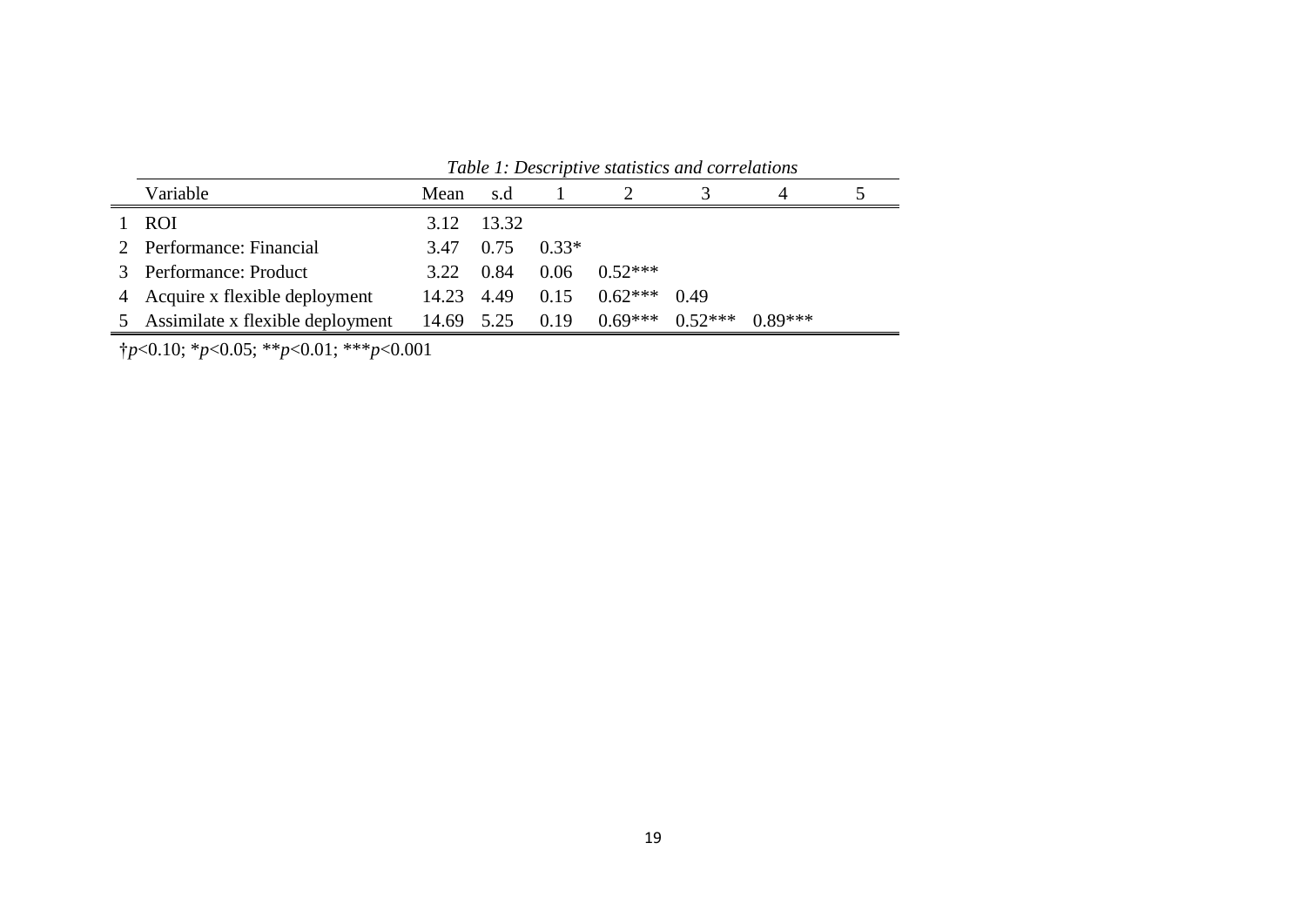*Table 1: Descriptive statistics and correlations*

| | Variable | Mean | s.d | 1 | 2 | 3 | 4 | 5 |
|---|---|---|---|---|---|---|---|---|
| 1 | ROI | 3.12 | 13.32 | | | | | |
| 2 | Performance: Financial | 3.47 | 0.75 | 0.33* | | | | |
| 3 | Performance: Product | 3.22 | 0.84 | 0.06 | 0.52*** | | | |
| 4 | Acquire x flexible deployment | 14.23 | 4.49 | 0.15 | 0.62*** | 0.49 | | |
| 5 | Assimilate x flexible deployment | 14.69 | 5.25 | 0.19 | 0.69*** | 0.52*** | 0.89*** | |

†$p$<0.10; *$p$<0.05; **$p$<0.01; ***$p$<0.001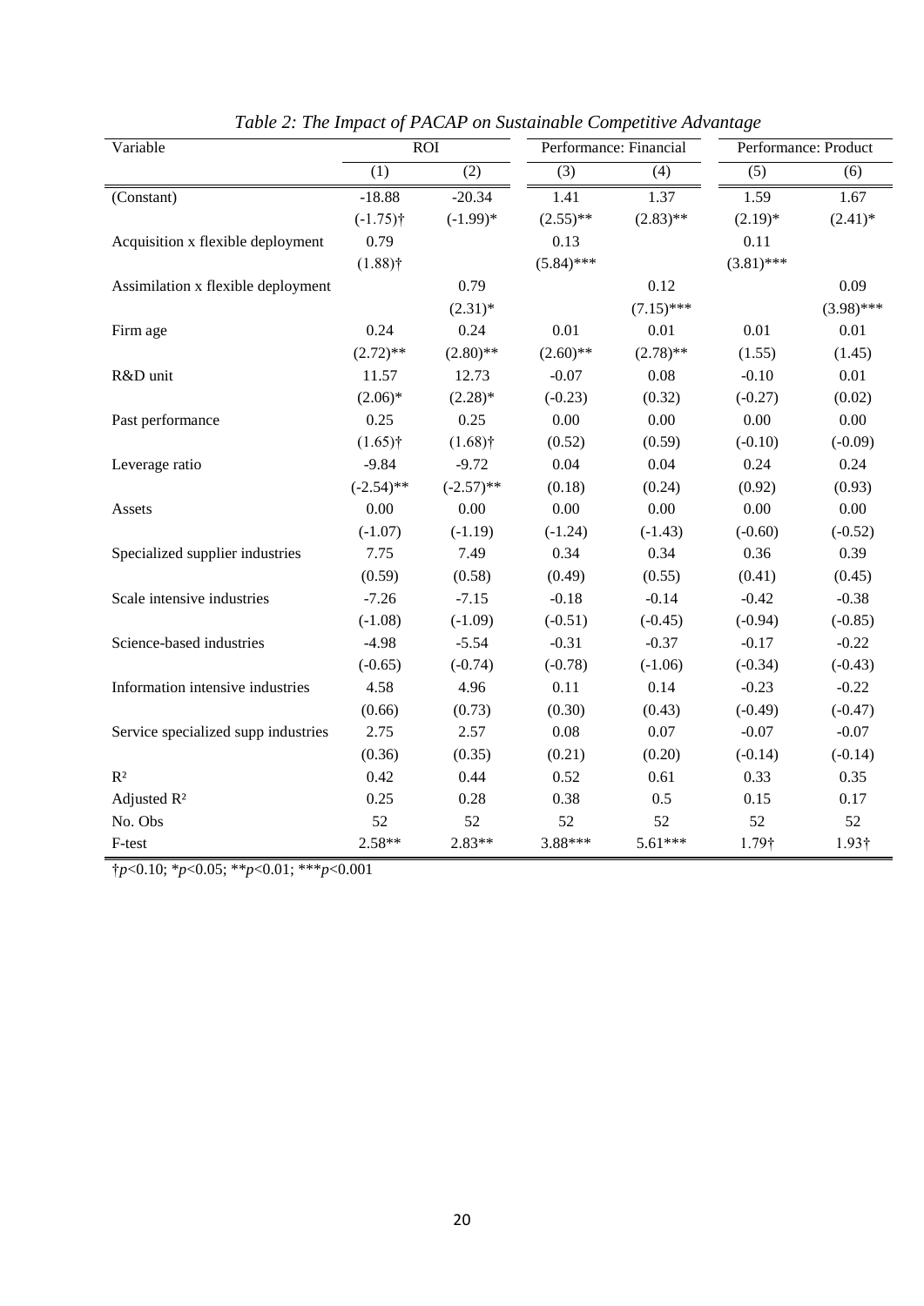*Table 2: The Impact of PACAP on Sustainable Competitive Advantage*

| Variable | ROI | | Performance: Financial | | Performance: Product | |
|---|---|---|---|---|---|---|
| | (1) | (2) | (3) | (4) | (5) | (6) |
| (Constant) | -18.88 | -20.34 | 1.41 | 1.37 | 1.59 | 1.67 |
| | (-1.75)† | (-1.99)* | (2.55)** | (2.83)** | (2.19)* | (2.41)* |
| Acquisition x flexible deployment | 0.79 | | 0.13 | | 0.11 | |
| | (1.88)† | | (5.84)*** | | (3.81)*** | |
| Assimilation x flexible deployment | | 0.79 | | 0.12 | | 0.09 |
| | | (2.31)* | | (7.15)*** | | (3.98)*** |
| Firm age | 0.24 | 0.24 | 0.01 | 0.01 | 0.01 | 0.01 |
| | (2.72)** | (2.80)** | (2.60)** | (2.78)** | (1.55) | (1.45) |
| R&D unit | 11.57 | 12.73 | -0.07 | 0.08 | -0.10 | 0.01 |
| | (2.06)* | (2.28)* | (-0.23) | (0.32) | (-0.27) | (0.02) |
| Past performance | 0.25 | 0.25 | 0.00 | 0.00 | 0.00 | 0.00 |
| | (1.65)† | (1.68)† | (0.52) | (0.59) | (-0.10) | (-0.09) |
| Leverage ratio | -9.84 | -9.72 | 0.04 | 0.04 | 0.24 | 0.24 |
| | (-2.54)** | (-2.57)** | (0.18) | (0.24) | (0.92) | (0.93) |
| Assets | 0.00 | 0.00 | 0.00 | 0.00 | 0.00 | 0.00 |
| | (-1.07) | (-1.19) | (-1.24) | (-1.43) | (-0.60) | (-0.52) |
| Specialized supplier industries | 7.75 | 7.49 | 0.34 | 0.34 | 0.36 | 0.39 |
| | (0.59) | (0.58) | (0.49) | (0.55) | (0.41) | (0.45) |
| Scale intensive industries | -7.26 | -7.15 | -0.18 | -0.14 | -0.42 | -0.38 |
| | (-1.08) | (-1.09) | (-0.51) | (-0.45) | (-0.94) | (-0.85) |
| Science-based industries | -4.98 | -5.54 | -0.31 | -0.37 | -0.17 | -0.22 |
| | (-0.65) | (-0.74) | (-0.78) | (-1.06) | (-0.34) | (-0.43) |
| Information intensive industries | 4.58 | 4.96 | 0.11 | 0.14 | -0.23 | -0.22 |
| | (0.66) | (0.73) | (0.30) | (0.43) | (-0.49) | (-0.47) |
| Service specialized supp industries | 2.75 | 2.57 | 0.08 | 0.07 | -0.07 | -0.07 |
| | (0.36) | (0.35) | (0.21) | (0.20) | (-0.14) | (-0.14) |
| $R^2$ | 0.42 | 0.44 | 0.52 | 0.61 | 0.33 | 0.35 |
| Adjusted $R^2$ | 0.25 | 0.28 | 0.38 | 0.5 | 0.15 | 0.17 |
| No. Obs | 52 | 52 | 52 | 52 | 52 | 52 |
| F-test | 2.58** | 2.83** | 3.88*** | 5.61*** | 1.79† | 1.93† |

†$p<0.10$; *$p<0.05$; **$p<0.01$; ***$p<0.001$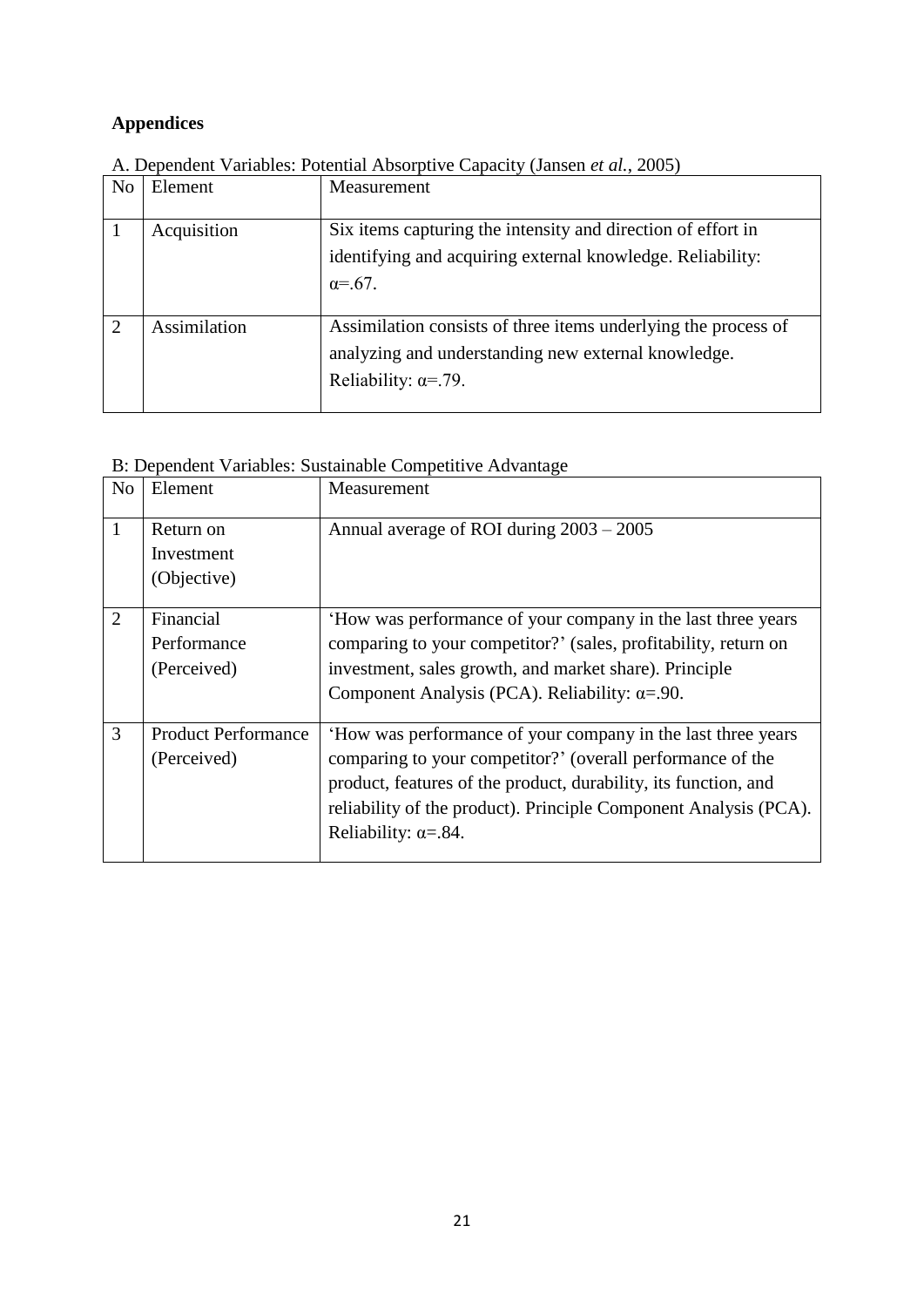## Appendices

A. Dependent Variables: Potential Absorptive Capacity (Jansen *et al.*, 2005)

| No | Element | Measurement |
|---|---|---|
| 1 | Acquisition | Six items capturing the intensity and direction of effort in identifying and acquiring external knowledge. Reliability: α=.67. |
| 2 | Assimilation | Assimilation consists of three items underlying the process of analyzing and understanding new external knowledge. Reliability: α=.79. |

B: Dependent Variables: Sustainable Competitive Advantage

| No | Element | Measurement |
|---|---|---|
| 1 | Return on Investment (Objective) | Annual average of ROI during 2003 – 2005 |
| 2 | Financial Performance (Perceived) | 'How was performance of your company in the last three years comparing to your competitor?' (sales, profitability, return on investment, sales growth, and market share). Principle Component Analysis (PCA). Reliability: α=.90. |
| 3 | Product Performance (Perceived) | 'How was performance of your company in the last three years comparing to your competitor?' (overall performance of the product, features of the product, durability, its function, and reliability of the product). Principle Component Analysis (PCA). Reliability: α=.84. |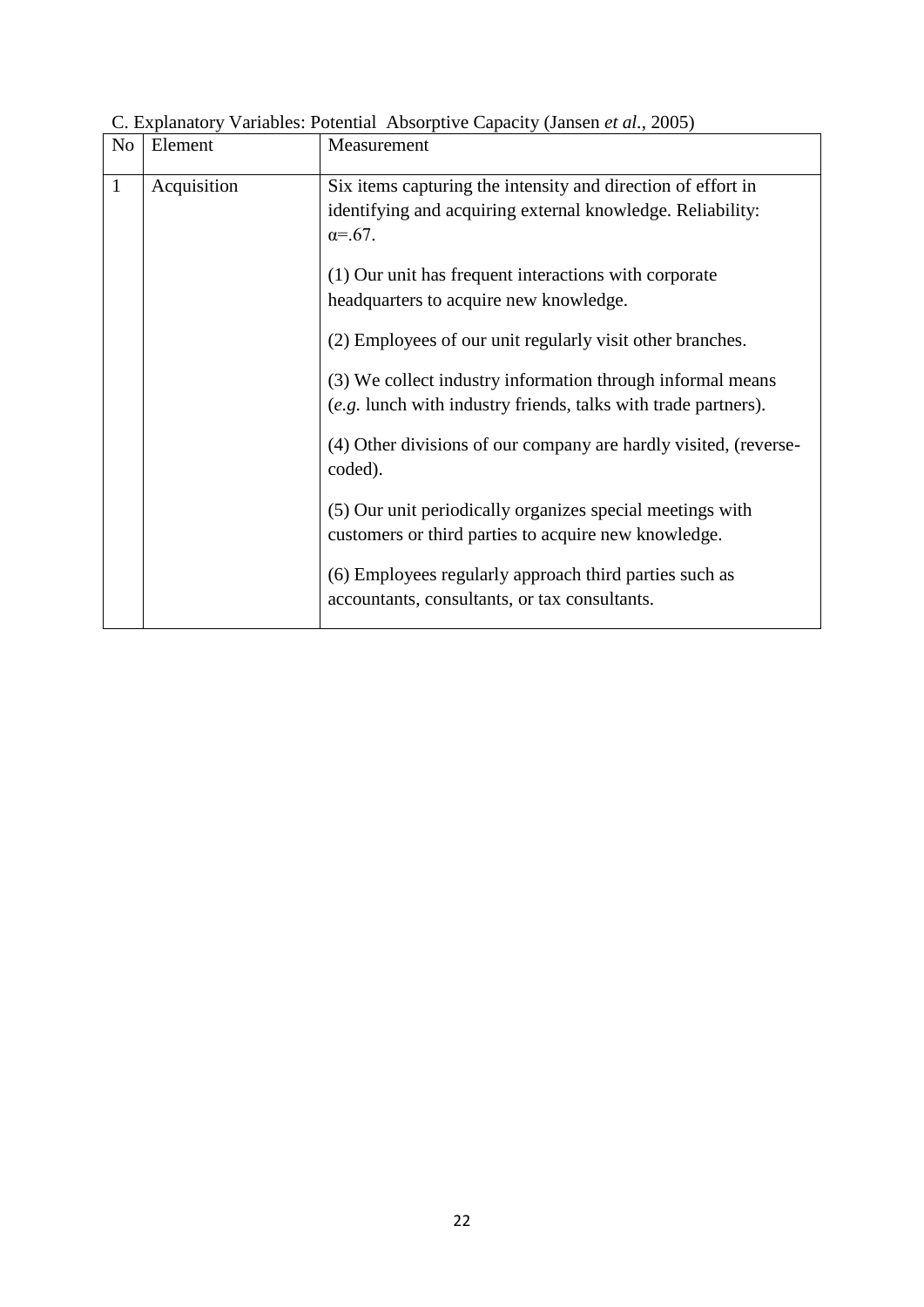C. Explanatory Variables: Potential Absorptive Capacity (Jansen *et al.*, 2005)

| No | Element | Measurement |
|---|---|---|
| 1 | Acquisition | Six items capturing the intensity and direction of effort in identifying and acquiring external knowledge. Reliability: $\alpha$=.67.<br><br>(1) Our unit has frequent interactions with corporate headquarters to acquire new knowledge.<br><br>(2) Employees of our unit regularly visit other branches.<br><br>(3) We collect industry information through informal means (*e.g.* lunch with industry friends, talks with trade partners).<br><br>(4) Other divisions of our company are hardly visited, (reverse-coded).<br><br>(5) Our unit periodically organizes special meetings with customers or third parties to acquire new knowledge.<br><br>(6) Employees regularly approach third parties such as accountants, consultants, or tax consultants. |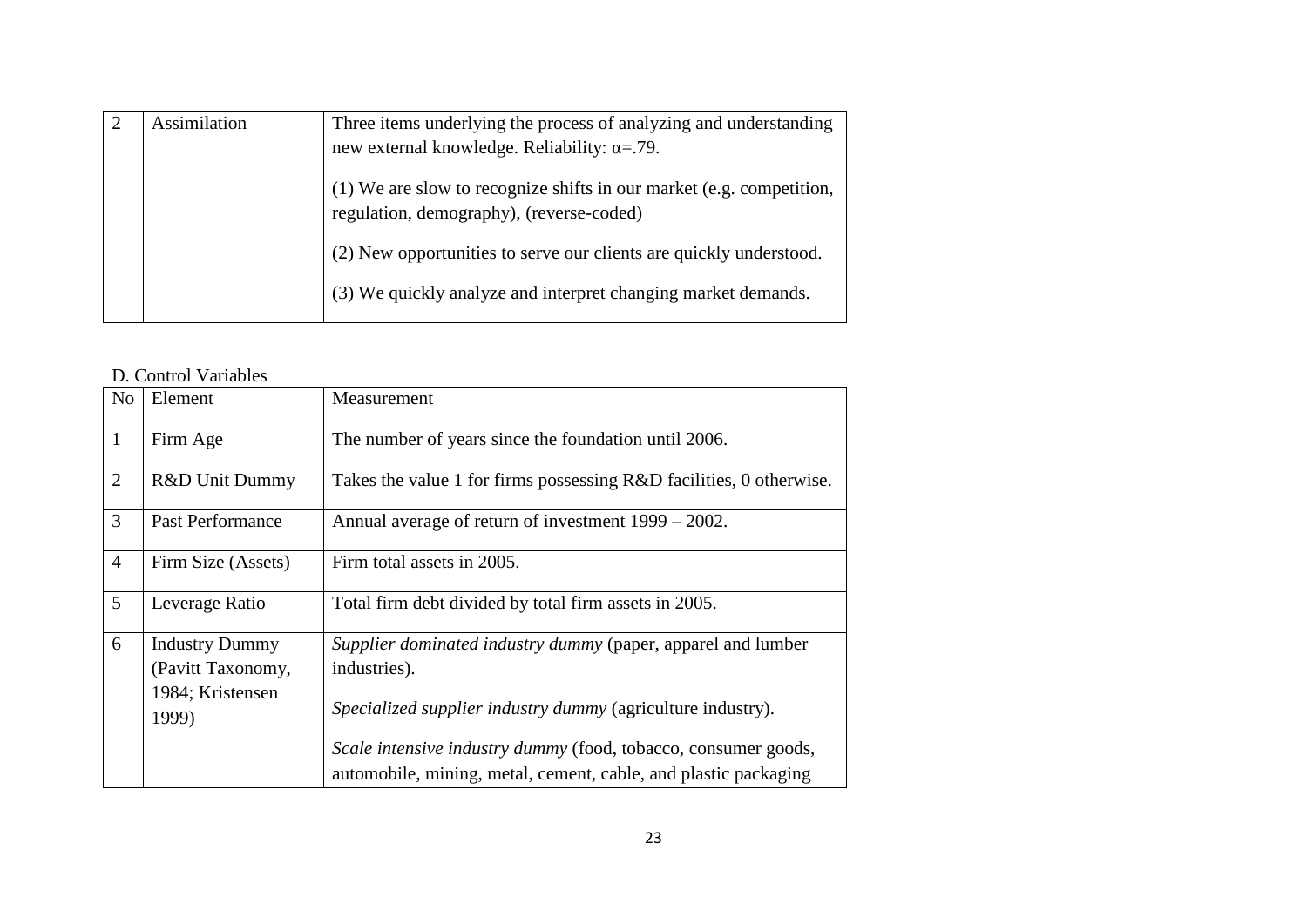| 2 | Assimilation | Three items underlying the process of analyzing and understanding new external knowledge. Reliability: α=.79. (1) We are slow to recognize shifts in our market (e.g. competition, regulation, demography), (reverse-coded) (2) New opportunities to serve our clients are quickly understood. (3) We quickly analyze and interpret changing market demands. |
|---|---|---|

D. Control Variables

| No | Element | Measurement |
|---|---|---|
| 1 | Firm Age | The number of years since the foundation until 2006. |
| 2 | R&D Unit Dummy | Takes the value 1 for firms possessing R&D facilities, 0 otherwise. |
| 3 | Past Performance | Annual average of return of investment 1999 – 2002. |
| 4 | Firm Size (Assets) | Firm total assets in 2005. |
| 5 | Leverage Ratio | Total firm debt divided by total firm assets in 2005. |
| 6 | Industry Dummy (Pavitt Taxonomy, 1984; Kristensen 1999) | *Supplier dominated industry dummy* (paper, apparel and lumber industries). *Specialized supplier industry dummy* (agriculture industry). *Scale intensive industry dummy* (food, tobacco, consumer goods, automobile, mining, metal, cement, cable, and plastic packaging |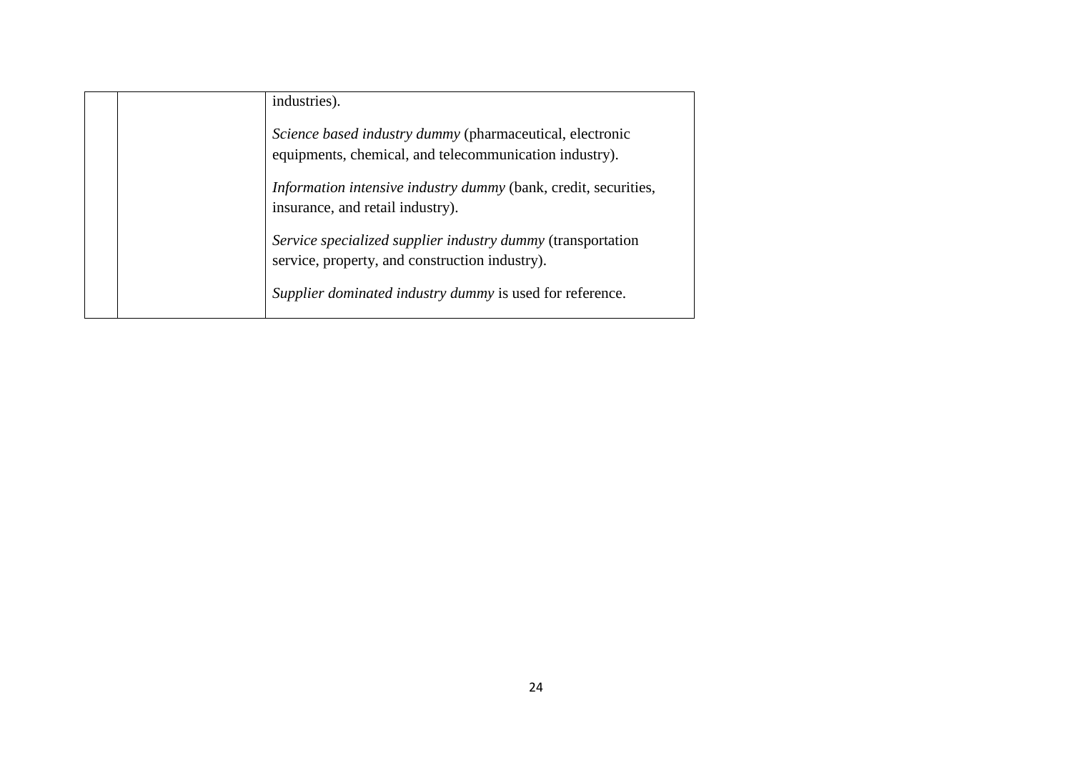| | | |
|---|---|---|
| | | industries).<br><br>*Science based industry dummy* (pharmaceutical, electronic equipments, chemical, and telecommunication industry).<br><br>*Information intensive industry dummy* (bank, credit, securities, insurance, and retail industry).<br><br>*Service specialized supplier industry dummy* (transportation service, property, and construction industry).<br><br>*Supplier dominated industry dummy* is used for reference. |